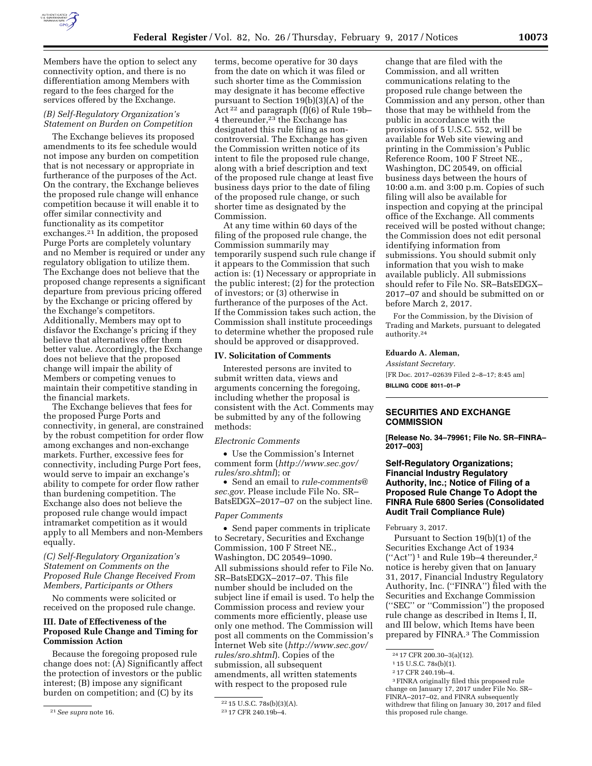Members have the option to select any connectivity option, and there is no differentiation among Members with regard to the fees charged for the services offered by the Exchange.

### *(B) Self-Regulatory Organization's Statement on Burden on Competition*

The Exchange believes its proposed amendments to its fee schedule would not impose any burden on competition that is not necessary or appropriate in furtherance of the purposes of the Act. On the contrary, the Exchange believes the proposed rule change will enhance competition because it will enable it to offer similar connectivity and functionality as its competitor exchanges.[21] In addition, the proposed Purge Ports are completely voluntary and no Member is required or under any regulatory obligation to utilize them. The Exchange does not believe that the proposed change represents a significant departure from previous pricing offered by the Exchange or pricing offered by the Exchange's competitors. Additionally, Members may opt to disfavor the Exchange's pricing if they believe that alternatives offer them better value. Accordingly, the Exchange does not believe that the proposed change will impair the ability of Members or competing venues to maintain their competitive standing in the financial markets.

The Exchange believes that fees for the proposed Purge Ports and connectivity, in general, are constrained by the robust competition for order flow among exchanges and non-exchange markets. Further, excessive fees for connectivity, including Purge Port fees, would serve to impair an exchange's ability to compete for order flow rather than burdening competition. The Exchange also does not believe the proposed rule change would impact intramarket competition as it would apply to all Members and non-Members equally.

### *(C) Self-Regulatory Organization's Statement on Comments on the Proposed Rule Change Received From Members, Participants or Others*

No comments were solicited or received on the proposed rule change.

## III. Date of Effectiveness of the Proposed Rule Change and Timing for Commission Action

Because the foregoing proposed rule change does not: (A) Significantly affect the protection of investors or the public interest; (B) impose any significant burden on competition; and (C) by its terms, become operative for 30 days from the date on which it was filed or such shorter time as the Commission may designate it has become effective pursuant to Section 19(b)(3)(A) of the Act[22] and paragraph (f)(6) of Rule 19b–4 thereunder,[23] the Exchange has designated this rule filing as non-controversial. The Exchange has given the Commission written notice of its intent to file the proposed rule change, along with a brief description and text of the proposed rule change at least five business days prior to the date of filing of the proposed rule change, or such shorter time as designated by the Commission.

At any time within 60 days of the filing of the proposed rule change, the Commission summarily may temporarily suspend such rule change if it appears to the Commission that such action is: (1) Necessary or appropriate in the public interest; (2) for the protection of investors; or (3) otherwise in furtherance of the purposes of the Act. If the Commission takes such action, the Commission shall institute proceedings to determine whether the proposed rule should be approved or disapproved.

## IV. Solicitation of Comments

Interested persons are invited to submit written data, views and arguments concerning the foregoing, including whether the proposal is consistent with the Act. Comments may be submitted by any of the following methods:

*Electronic Comments*

- Use the Commission's Internet comment form (*http://www.sec.gov/rules/sro.shtml*); or
- Send an email to *rule-comments@sec.gov.* Please include File No. SR–BatsEDGX–2017–07 on the subject line.

*Paper Comments*

- Send paper comments in triplicate to Secretary, Securities and Exchange Commission, 100 F Street NE., Washington, DC 20549–1090.

All submissions should refer to File No. SR–BatsEDGX–2017–07. This file number should be included on the subject line if email is used. To help the Commission process and review your comments more efficiently, please use only one method. The Commission will post all comments on the Commission's Internet Web site (*http://www.sec.gov/rules/sro.shtml*). Copies of the submission, all subsequent amendments, all written statements with respect to the proposed rule change that are filed with the Commission, and all written communications relating to the proposed rule change between the Commission and any person, other than those that may be withheld from the public in accordance with the provisions of 5 U.S.C. 552, will be available for Web site viewing and printing in the Commission's Public Reference Room, 100 F Street NE., Washington, DC 20549, on official business days between the hours of 10:00 a.m. and 3:00 p.m. Copies of such filing will also be available for inspection and copying at the principal office of the Exchange. All comments received will be posted without change; the Commission does not edit personal identifying information from submissions. You should submit only information that you wish to make available publicly. All submissions should refer to File No. SR–BatsEDGX–2017–07 and should be submitted on or before March 2, 2017.

For the Commission, by the Division of Trading and Markets, pursuant to delegated authority.[24]

**Eduardo A. Aleman,**

*Assistant Secretary.*

[FR Doc. 2017–02639 Filed 2–8–17; 8:45 am]

**BILLING CODE 8011–01–P**

---

## SECURITIES AND EXCHANGE COMMISSION

**[Release No. 34–79961; File No. SR–FINRA–2017–003]**

## Self-Regulatory Organizations; Financial Industry Regulatory Authority, Inc.; Notice of Filing of a Proposed Rule Change To Adopt the FINRA Rule 6800 Series (Consolidated Audit Trail Compliance Rule)

February 3, 2017.

Pursuant to Section 19(b)(1) of the Securities Exchange Act of 1934 ("Act")[1] and Rule 19b–4 thereunder,[2] notice is hereby given that on January 31, 2017, Financial Industry Regulatory Authority, Inc. ("FINRA") filed with the Securities and Exchange Commission ("SEC" or "Commission") the proposed rule change as described in Items I, II, and III below, which Items have been prepared by FINRA.[3] The Commission

---

[21] *See supra* note 16.

[22] 15 U.S.C. 78s(b)(3)(A).

[23] 17 CFR 240.19b–4.

[24] 17 CFR 200.30–3(a)(12).

[1] 15 U.S.C. 78s(b)(1).

[2] 17 CFR 240.19b–4.

[3] FINRA originally filed this proposed rule change on January 17, 2017 under File No. SR–FINRA–2017–02, and FINRA subsequently withdrew that filing on January 30, 2017 and filed this proposed rule change.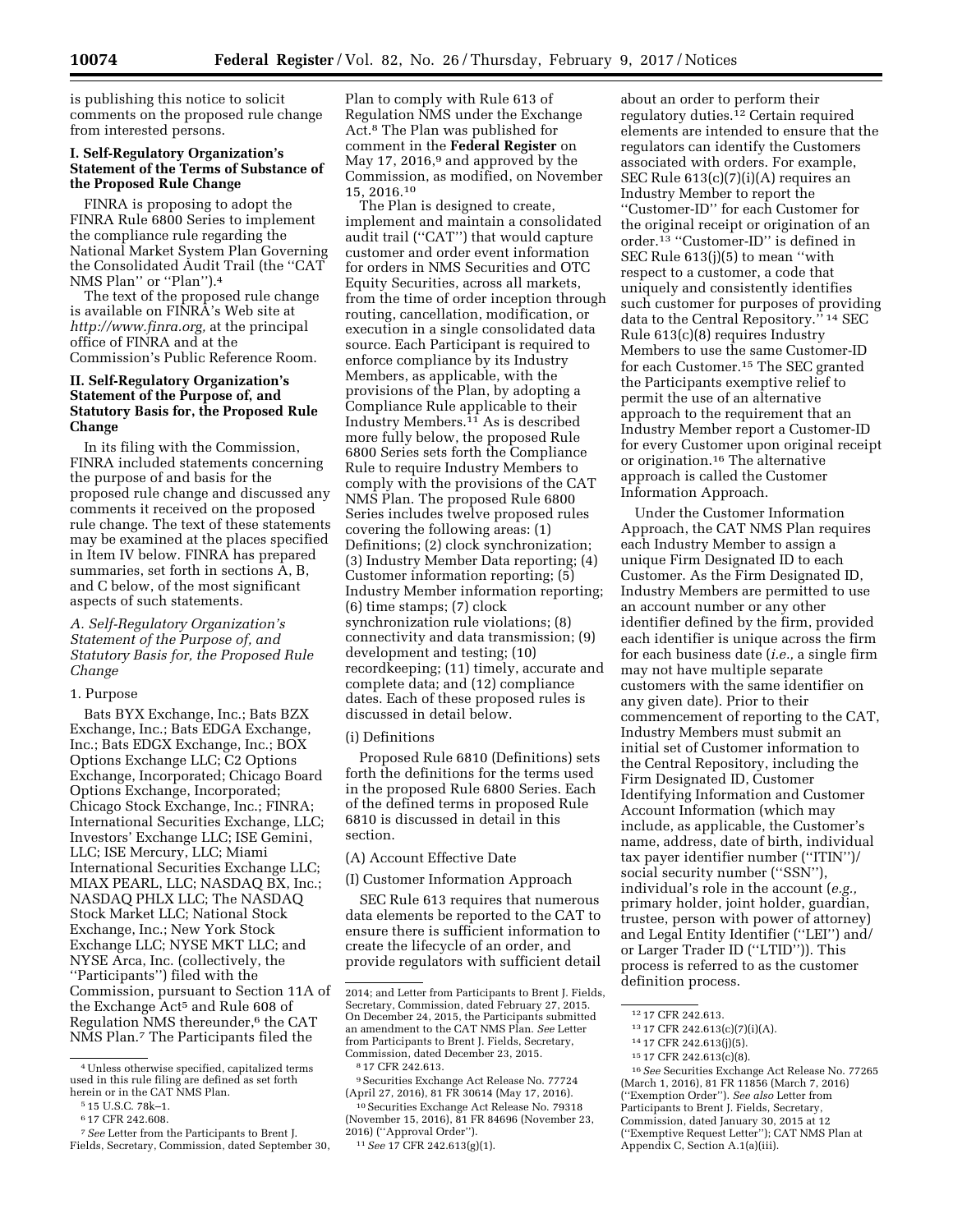is publishing this notice to solicit comments on the proposed rule change from interested persons.

## I. Self-Regulatory Organization's Statement of the Terms of Substance of the Proposed Rule Change

FINRA is proposing to adopt the FINRA Rule 6800 Series to implement the compliance rule regarding the National Market System Plan Governing the Consolidated Audit Trail (the ''CAT NMS Plan'' or ''Plan'').[4]

The text of the proposed rule change is available on FINRA's Web site at *http://www.finra.org,* at the principal office of FINRA and at the Commission's Public Reference Room.

## II. Self-Regulatory Organization's Statement of the Purpose of, and Statutory Basis for, the Proposed Rule Change

In its filing with the Commission, FINRA included statements concerning the purpose of and basis for the proposed rule change and discussed any comments it received on the proposed rule change. The text of these statements may be examined at the places specified in Item IV below. FINRA has prepared summaries, set forth in sections A, B, and C below, of the most significant aspects of such statements.

### *A. Self-Regulatory Organization's Statement of the Purpose of, and Statutory Basis for, the Proposed Rule Change*

#### 1. Purpose

Bats BYX Exchange, Inc.; Bats BZX Exchange, Inc.; Bats EDGA Exchange, Inc.; Bats EDGX Exchange, Inc.; BOX Options Exchange LLC; C2 Options Exchange, Incorporated; Chicago Board Options Exchange, Incorporated; Chicago Stock Exchange, Inc.; FINRA; International Securities Exchange, LLC; Investors' Exchange LLC; ISE Gemini, LLC; ISE Mercury, LLC; Miami International Securities Exchange LLC; MIAX PEARL, LLC; NASDAQ BX, Inc.; NASDAQ PHLX LLC; The NASDAQ Stock Market LLC; National Stock Exchange, Inc.; New York Stock Exchange LLC; NYSE MKT LLC; and NYSE Arca, Inc. (collectively, the ''Participants'') filed with the Commission, pursuant to Section 11A of the Exchange Act[5] and Rule 608 of Regulation NMS thereunder,[6] the CAT NMS Plan.[7] The Participants filed the Plan to comply with Rule 613 of Regulation NMS under the Exchange Act.[8] The Plan was published for comment in the **Federal Register** on May 17, 2016,[9] and approved by the Commission, as modified, on November 15, 2016.[10]

The Plan is designed to create, implement and maintain a consolidated audit trail (''CAT'') that would capture customer and order event information for orders in NMS Securities and OTC Equity Securities, across all markets, from the time of order inception through routing, cancellation, modification, or execution in a single consolidated data source. Each Participant is required to enforce compliance by its Industry Members, as applicable, with the provisions of the Plan, by adopting a Compliance Rule applicable to their Industry Members.[11] As is described more fully below, the proposed Rule 6800 Series sets forth the Compliance Rule to require Industry Members to comply with the provisions of the CAT NMS Plan. The proposed Rule 6800 Series includes twelve proposed rules covering the following areas: (1) Definitions; (2) clock synchronization; (3) Industry Member Data reporting; (4) Customer information reporting; (5) Industry Member information reporting; (6) time stamps; (7) clock synchronization rule violations; (8) connectivity and data transmission; (9) development and testing; (10) recordkeeping; (11) timely, accurate and complete data; and (12) compliance dates. Each of these proposed rules is discussed in detail below.

(i) Definitions

Proposed Rule 6810 (Definitions) sets forth the definitions for the terms used in the proposed Rule 6800 Series. Each of the defined terms in proposed Rule 6810 is discussed in detail in this section.

(A) Account Effective Date

(I) Customer Information Approach

SEC Rule 613 requires that numerous data elements be reported to the CAT to ensure there is sufficient information to create the lifecycle of an order, and provide regulators with sufficient detail about an order to perform their regulatory duties.[12] Certain required elements are intended to ensure that the regulators can identify the Customers associated with orders. For example, SEC Rule 613(c)(7)(i)(A) requires an Industry Member to report the ''Customer-ID'' for each Customer for the original receipt or origination of an order.[13] ''Customer-ID'' is defined in SEC Rule 613(j)(5) to mean ''with respect to a customer, a code that uniquely and consistently identifies such customer for purposes of providing data to the Central Repository.'' [14] SEC Rule 613(c)(8) requires Industry Members to use the same Customer-ID for each Customer.[15] The SEC granted the Participants exemptive relief to permit the use of an alternative approach to the requirement that an Industry Member report a Customer-ID for every Customer upon original receipt or origination.[16] The alternative approach is called the Customer Information Approach.

Under the Customer Information Approach, the CAT NMS Plan requires each Industry Member to assign a unique Firm Designated ID to each Customer. As the Firm Designated ID, Industry Members are permitted to use an account number or any other identifier defined by the firm, provided each identifier is unique across the firm for each business date (*i.e.,* a single firm may not have multiple separate customers with the same identifier on any given date). Prior to their commencement of reporting to the CAT, Industry Members must submit an initial set of Customer information to the Central Repository, including the Firm Designated ID, Customer Identifying Information and Customer Account Information (which may include, as applicable, the Customer's name, address, date of birth, individual tax payer identifier number (''ITIN'')/social security number (''SSN''), individual's role in the account (*e.g.,* primary holder, joint holder, guardian, trustee, person with power of attorney) and Legal Entity Identifier (''LEI'') and/or Larger Trader ID (''LTID'')). This process is referred to as the customer definition process.

---

[4] Unless otherwise specified, capitalized terms used in this rule filing are defined as set forth herein or in the CAT NMS Plan.

[5] 15 U.S.C. 78k–1.

[6] 17 CFR 242.608.

[7] *See* Letter from the Participants to Brent J. Fields, Secretary, Commission, dated September 30, 2014; and Letter from Participants to Brent J. Fields, Secretary, Commission, dated February 27, 2015. On December 24, 2015, the Participants submitted an amendment to the CAT NMS Plan. *See* Letter from Participants to Brent J. Fields, Secretary, Commission, dated December 23, 2015.

[8] 17 CFR 242.613.

[9] Securities Exchange Act Release No. 77724 (April 27, 2016), 81 FR 30614 (May 17, 2016).

[10] Securities Exchange Act Release No. 79318 (November 15, 2016), 81 FR 84696 (November 23, 2016) (''Approval Order'').

[11] *See* 17 CFR 242.613(g)(1).

[12] 17 CFR 242.613.

[13] 17 CFR 242.613(c)(7)(i)(A).

[14] 17 CFR 242.613(j)(5).

[15] 17 CFR 242.613(c)(8).

[16] *See* Securities Exchange Act Release No. 77265 (March 1, 2016), 81 FR 11856 (March 7, 2016) (''Exemption Order''). *See also* Letter from Participants to Brent J. Fields, Secretary, Commission, dated January 30, 2015 at 12 (''Exemptive Request Letter''); CAT NMS Plan at Appendix C, Section A.1(a)(iii).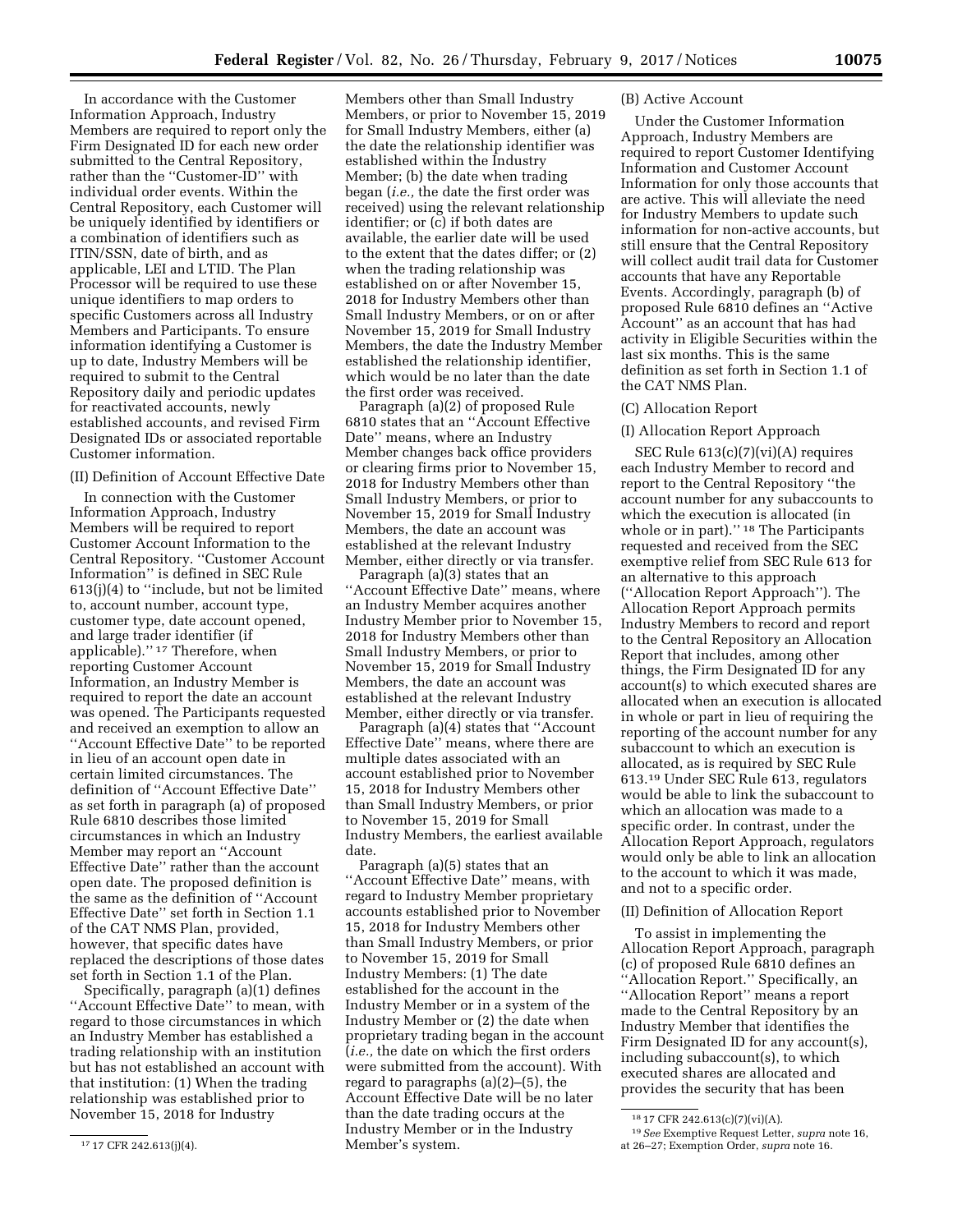In accordance with the Customer Information Approach, Industry Members are required to report only the Firm Designated ID for each new order submitted to the Central Repository, rather than the "Customer-ID" with individual order events. Within the Central Repository, each Customer will be uniquely identified by identifiers or a combination of identifiers such as ITIN/SSN, date of birth, and as applicable, LEI and LTID. The Plan Processor will be required to use these unique identifiers to map orders to specific Customers across all Industry Members and Participants. To ensure information identifying a Customer is up to date, Industry Members will be required to submit to the Central Repository daily and periodic updates for reactivated accounts, newly established accounts, and revised Firm Designated IDs or associated reportable Customer information.

(II) Definition of Account Effective Date

In connection with the Customer Information Approach, Industry Members will be required to report Customer Account Information to the Central Repository. "Customer Account Information" is defined in SEC Rule 613(j)(4) to "include, but not be limited to, account number, account type, customer type, date account opened, and large trader identifier (if applicable)." [17] Therefore, when reporting Customer Account Information, an Industry Member is required to report the date an account was opened. The Participants requested and received an exemption to allow an "Account Effective Date" to be reported in lieu of an account open date in certain limited circumstances. The definition of "Account Effective Date" as set forth in paragraph (a) of proposed Rule 6810 describes those limited circumstances in which an Industry Member may report an "Account Effective Date" rather than the account open date. The proposed definition is the same as the definition of "Account Effective Date" set forth in Section 1.1 of the CAT NMS Plan, provided, however, that specific dates have replaced the descriptions of those dates set forth in Section 1.1 of the Plan.

Specifically, paragraph (a)(1) defines "Account Effective Date" to mean, with regard to those circumstances in which an Industry Member has established a trading relationship with an institution but has not established an account with that institution: (1) When the trading relationship was established prior to November 15, 2018 for Industry Members other than Small Industry Members, or prior to November 15, 2019 for Small Industry Members, either (a) the date the relationship identifier was established within the Industry Member; (b) the date when trading began (*i.e.,* the date the first order was received) using the relevant relationship identifier; or (c) if both dates are available, the earlier date will be used to the extent that the dates differ; or (2) when the trading relationship was established on or after November 15, 2018 for Industry Members other than Small Industry Members, or on or after November 15, 2019 for Small Industry Members, the date the Industry Member established the relationship identifier, which would be no later than the date the first order was received.

Paragraph (a)(2) of proposed Rule 6810 states that an "Account Effective Date" means, where an Industry Member changes back office providers or clearing firms prior to November 15, 2018 for Industry Members other than Small Industry Members, or prior to November 15, 2019 for Small Industry Members, the date an account was established at the relevant Industry Member, either directly or via transfer.

Paragraph (a)(3) states that an "Account Effective Date" means, where an Industry Member acquires another Industry Member prior to November 15, 2018 for Industry Members other than Small Industry Members, or prior to November 15, 2019 for Small Industry Members, the date an account was established at the relevant Industry Member, either directly or via transfer.

Paragraph (a)(4) states that "Account Effective Date" means, where there are multiple dates associated with an account established prior to November 15, 2018 for Industry Members other than Small Industry Members, or prior to November 15, 2019 for Small Industry Members, the earliest available date.

Paragraph (a)(5) states that an "Account Effective Date" means, with regard to Industry Member proprietary accounts established prior to November 15, 2018 for Industry Members other than Small Industry Members, or prior to November 15, 2019 for Small Industry Members: (1) The date established for the account in the Industry Member or in a system of the Industry Member or (2) the date when proprietary trading began in the account (*i.e.,* the date on which the first orders were submitted from the account). With regard to paragraphs (a)(2)–(5), the Account Effective Date will be no later than the date trading occurs at the Industry Member or in the Industry Member's system.

(B) Active Account

Under the Customer Information Approach, Industry Members are required to report Customer Identifying Information and Customer Account Information for only those accounts that are active. This will alleviate the need for Industry Members to update such information for non-active accounts, but still ensure that the Central Repository will collect audit trail data for Customer accounts that have any Reportable Events. Accordingly, paragraph (b) of proposed Rule 6810 defines an "Active Account" as an account that has had activity in Eligible Securities within the last six months. This is the same definition as set forth in Section 1.1 of the CAT NMS Plan.

(C) Allocation Report

(I) Allocation Report Approach

SEC Rule 613(c)(7)(vi)(A) requires each Industry Member to record and report to the Central Repository "the account number for any subaccounts to which the execution is allocated (in whole or in part)." [18] The Participants requested and received from the SEC exemptive relief from SEC Rule 613 for an alternative to this approach ("Allocation Report Approach"). The Allocation Report Approach permits Industry Members to record and report to the Central Repository an Allocation Report that includes, among other things, the Firm Designated ID for any account(s) to which executed shares are allocated when an execution is allocated in whole or part in lieu of requiring the reporting of the account number for any subaccount to which an execution is allocated, as is required by SEC Rule 613.[19] Under SEC Rule 613, regulators would be able to link the subaccount to which an allocation was made to a specific order. In contrast, under the Allocation Report Approach, regulators would only be able to link an allocation to the account to which it was made, and not to a specific order.

(II) Definition of Allocation Report

To assist in implementing the Allocation Report Approach, paragraph (c) of proposed Rule 6810 defines an "Allocation Report." Specifically, an "Allocation Report" means a report made to the Central Repository by an Industry Member that identifies the Firm Designated ID for any account(s), including subaccount(s), to which executed shares are allocated and provides the security that has been

[17] 17 CFR 242.613(j)(4).

[18] 17 CFR 242.613(c)(7)(vi)(A).

[19] *See* Exemptive Request Letter, *supra* note 16, at 26–27; Exemption Order, *supra* note 16.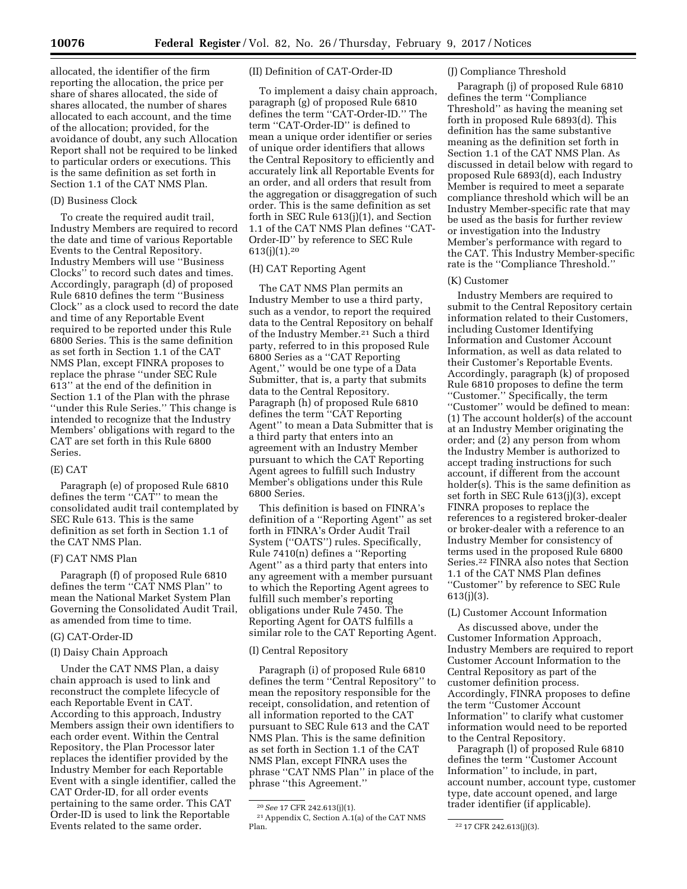allocated, the identifier of the firm reporting the allocation, the price per share of shares allocated, the side of shares allocated, the number of shares allocated to each account, and the time of the allocation; provided, for the avoidance of doubt, any such Allocation Report shall not be required to be linked to particular orders or executions. This is the same definition as set forth in Section 1.1 of the CAT NMS Plan.

(D) Business Clock

To create the required audit trail, Industry Members are required to record the date and time of various Reportable Events to the Central Repository. Industry Members will use ''Business Clocks'' to record such dates and times. Accordingly, paragraph (d) of proposed Rule 6810 defines the term ''Business Clock'' as a clock used to record the date and time of any Reportable Event required to be reported under this Rule 6800 Series. This is the same definition as set forth in Section 1.1 of the CAT NMS Plan, except FINRA proposes to replace the phrase ''under SEC Rule 613'' at the end of the definition in Section 1.1 of the Plan with the phrase ''under this Rule Series.'' This change is intended to recognize that the Industry Members' obligations with regard to the CAT are set forth in this Rule 6800 Series.

(E) CAT

Paragraph (e) of proposed Rule 6810 defines the term ''CAT'' to mean the consolidated audit trail contemplated by SEC Rule 613. This is the same definition as set forth in Section 1.1 of the CAT NMS Plan.

(F) CAT NMS Plan

Paragraph (f) of proposed Rule 6810 defines the term ''CAT NMS Plan'' to mean the National Market System Plan Governing the Consolidated Audit Trail, as amended from time to time.

(G) CAT-Order-ID

(I) Daisy Chain Approach

Under the CAT NMS Plan, a daisy chain approach is used to link and reconstruct the complete lifecycle of each Reportable Event in CAT. According to this approach, Industry Members assign their own identifiers to each order event. Within the Central Repository, the Plan Processor later replaces the identifier provided by the Industry Member for each Reportable Event with a single identifier, called the CAT Order-ID, for all order events pertaining to the same order. This CAT Order-ID is used to link the Reportable Events related to the same order.

(II) Definition of CAT-Order-ID

To implement a daisy chain approach, paragraph (g) of proposed Rule 6810 defines the term ''CAT-Order-ID.'' The term ''CAT-Order-ID'' is defined to mean a unique order identifier or series of unique order identifiers that allows the Central Repository to efficiently and accurately link all Reportable Events for an order, and all orders that result from the aggregation or disaggregation of such order. This is the same definition as set forth in SEC Rule 613(j)(1), and Section 1.1 of the CAT NMS Plan defines ''CAT-Order-ID'' by reference to SEC Rule 613(j)(1).[20]

(H) CAT Reporting Agent

The CAT NMS Plan permits an Industry Member to use a third party, such as a vendor, to report the required data to the Central Repository on behalf of the Industry Member.[21] Such a third party, referred to in this proposed Rule 6800 Series as a ''CAT Reporting Agent,'' would be one type of a Data Submitter, that is, a party that submits data to the Central Repository. Paragraph (h) of proposed Rule 6810 defines the term ''CAT Reporting Agent'' to mean a Data Submitter that is a third party that enters into an agreement with an Industry Member pursuant to which the CAT Reporting Agent agrees to fulfill such Industry Member's obligations under this Rule 6800 Series.

This definition is based on FINRA's definition of a ''Reporting Agent'' as set forth in FINRA's Order Audit Trail System (''OATS'') rules. Specifically, Rule 7410(n) defines a ''Reporting Agent'' as a third party that enters into any agreement with a member pursuant to which the Reporting Agent agrees to fulfill such member's reporting obligations under Rule 7450. The Reporting Agent for OATS fulfills a similar role to the CAT Reporting Agent.

(I) Central Repository

Paragraph (i) of proposed Rule 6810 defines the term ''Central Repository'' to mean the repository responsible for the receipt, consolidation, and retention of all information reported to the CAT pursuant to SEC Rule 613 and the CAT NMS Plan. This is the same definition as set forth in Section 1.1 of the CAT NMS Plan, except FINRA uses the phrase ''CAT NMS Plan'' in place of the phrase ''this Agreement.''

(J) Compliance Threshold

Paragraph (j) of proposed Rule 6810 defines the term ''Compliance Threshold'' as having the meaning set forth in proposed Rule 6893(d). This definition has the same substantive meaning as the definition set forth in Section 1.1 of the CAT NMS Plan. As discussed in detail below with regard to proposed Rule 6893(d), each Industry Member is required to meet a separate compliance threshold which will be an Industry Member-specific rate that may be used as the basis for further review or investigation into the Industry Member's performance with regard to the CAT. This Industry Member-specific rate is the ''Compliance Threshold.''

(K) Customer

Industry Members are required to submit to the Central Repository certain information related to their Customers, including Customer Identifying Information and Customer Account Information, as well as data related to their Customer's Reportable Events. Accordingly, paragraph (k) of proposed Rule 6810 proposes to define the term ''Customer.'' Specifically, the term ''Customer'' would be defined to mean: (1) The account holder(s) of the account at an Industry Member originating the order; and (2) any person from whom the Industry Member is authorized to accept trading instructions for such account, if different from the account holder(s). This is the same definition as set forth in SEC Rule 613(j)(3), except FINRA proposes to replace the references to a registered broker-dealer or broker-dealer with a reference to an Industry Member for consistency of terms used in the proposed Rule 6800 Series.[22] FINRA also notes that Section 1.1 of the CAT NMS Plan defines ''Customer'' by reference to SEC Rule 613(j)(3).

(L) Customer Account Information

As discussed above, under the Customer Information Approach, Industry Members are required to report Customer Account Information to the Central Repository as part of the customer definition process. Accordingly, FINRA proposes to define the term ''Customer Account Information'' to clarify what customer information would need to be reported to the Central Repository.

Paragraph (l) of proposed Rule 6810 defines the term ''Customer Account Information'' to include, in part, account number, account type, customer type, date account opened, and large trader identifier (if applicable).

---

[20] *See* 17 CFR 242.613(j)(1).

[21] Appendix C, Section A.1(a) of the CAT NMS Plan.

[22] 17 CFR 242.613(j)(3).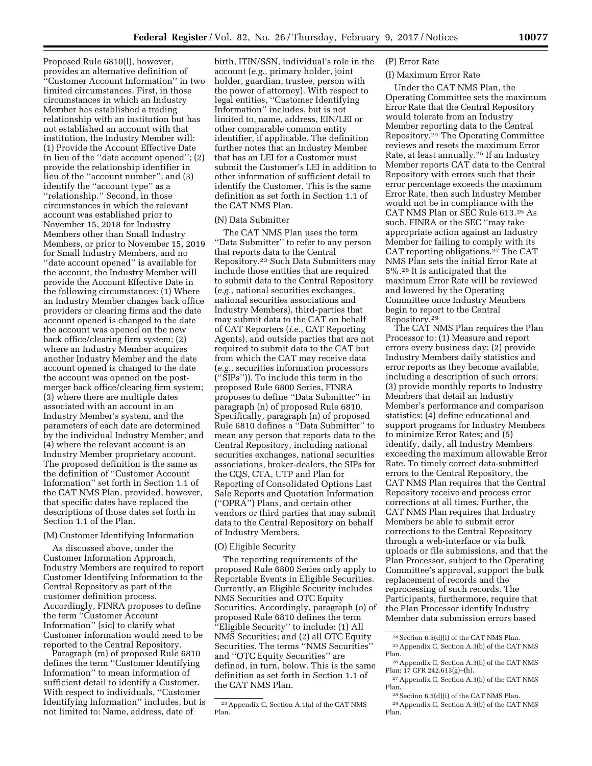Proposed Rule 6810(l), however, provides an alternative definition of ''Customer Account Information'' in two limited circumstances. First, in those circumstances in which an Industry Member has established a trading relationship with an institution but has not established an account with that institution, the Industry Member will: (1) Provide the Account Effective Date in lieu of the ''date account opened''; (2) provide the relationship identifier in lieu of the ''account number''; and (3) identify the ''account type'' as a ''relationship.'' Second, in those circumstances in which the relevant account was established prior to November 15, 2018 for Industry Members other than Small Industry Members, or prior to November 15, 2019 for Small Industry Members, and no ''date account opened'' is available for the account, the Industry Member will provide the Account Effective Date in the following circumstances: (1) Where an Industry Member changes back office providers or clearing firms and the date account opened is changed to the date the account was opened on the new back office/clearing firm system; (2) where an Industry Member acquires another Industry Member and the date account opened is changed to the date the account was opened on the post-merger back office/clearing firm system; (3) where there are multiple dates associated with an account in an Industry Member's system, and the parameters of each date are determined by the individual Industry Member; and (4) where the relevant account is an Industry Member proprietary account. The proposed definition is the same as the definition of ''Customer Account Information'' set forth in Section 1.1 of the CAT NMS Plan, provided, however, that specific dates have replaced the descriptions of those dates set forth in Section 1.1 of the Plan.

(M) Customer Identifying Information

As discussed above, under the Customer Information Approach, Industry Members are required to report Customer Identifying Information to the Central Repository as part of the customer definition process. Accordingly, FINRA proposes to define the term ''Customer Account Information'' [sic] to clarify what Customer information would need to be reported to the Central Repository.

Paragraph (m) of proposed Rule 6810 defines the term ''Customer Identifying Information'' to mean information of sufficient detail to identify a Customer. With respect to individuals, ''Customer Identifying Information'' includes, but is not limited to: Name, address, date of birth, ITIN/SSN, individual's role in the account (*e.g.,* primary holder, joint holder, guardian, trustee, person with the power of attorney). With respect to legal entities, ''Customer Identifying Information'' includes, but is not limited to, name, address, EIN/LEI or other comparable common entity identifier, if applicable. The definition further notes that an Industry Member that has an LEI for a Customer must submit the Customer's LEI in addition to other information of sufficient detail to identify the Customer. This is the same definition as set forth in Section 1.1 of the CAT NMS Plan.

(N) Data Submitter

The CAT NMS Plan uses the term ''Data Submitter'' to refer to any person that reports data to the Central Repository.[23] Such Data Submitters may include those entities that are required to submit data to the Central Repository (*e.g.,* national securities exchanges, national securities associations and Industry Members), third-parties that may submit data to the CAT on behalf of CAT Reporters (*i.e.,* CAT Reporting Agents), and outside parties that are not required to submit data to the CAT but from which the CAT may receive data (*e.g.,* securities information processors (''SIPs'')). To include this term in the proposed Rule 6800 Series, FINRA proposes to define ''Data Submitter'' in paragraph (n) of proposed Rule 6810. Specifically, paragraph (n) of proposed Rule 6810 defines a ''Data Submitter'' to mean any person that reports data to the Central Repository, including national securities exchanges, national securities associations, broker-dealers, the SIPs for the CQS, CTA, UTP and Plan for Reporting of Consolidated Options Last Sale Reports and Quotation Information (''OPRA'') Plans, and certain other vendors or third parties that may submit data to the Central Repository on behalf of Industry Members.

(O) Eligible Security

The reporting requirements of the proposed Rule 6800 Series only apply to Reportable Events in Eligible Securities. Currently, an Eligible Security includes NMS Securities and OTC Equity Securities. Accordingly, paragraph (o) of proposed Rule 6810 defines the term ''Eligible Security'' to include: (1) All NMS Securities; and (2) all OTC Equity Securities. The terms ''NMS Securities'' and ''OTC Equity Securities'' are defined, in turn, below. This is the same definition as set forth in Section 1.1 of the CAT NMS Plan.

(P) Error Rate

(I) Maximum Error Rate

Under the CAT NMS Plan, the Operating Committee sets the maximum Error Rate that the Central Repository would tolerate from an Industry Member reporting data to the Central Repository.[24] The Operating Committee reviews and resets the maximum Error Rate, at least annually.[25] If an Industry Member reports CAT data to the Central Repository with errors such that their error percentage exceeds the maximum Error Rate, then such Industry Member would not be in compliance with the CAT NMS Plan or SEC Rule 613.[26] As such, FINRA or the SEC ''may take appropriate action against an Industry Member for failing to comply with its CAT reporting obligations.[27] The CAT NMS Plan sets the initial Error Rate at 5%.[28] It is anticipated that the maximum Error Rate will be reviewed and lowered by the Operating Committee once Industry Members begin to report to the Central Repository.[29]

The CAT NMS Plan requires the Plan Processor to: (1) Measure and report errors every business day; (2) provide Industry Members daily statistics and error reports as they become available, including a description of such errors; (3) provide monthly reports to Industry Members that detail an Industry Member's performance and comparison statistics; (4) define educational and support programs for Industry Members to minimize Error Rates; and (5) identify, daily, all Industry Members exceeding the maximum allowable Error Rate. To timely correct data-submitted errors to the Central Repository, the CAT NMS Plan requires that the Central Repository receive and process error corrections at all times. Further, the CAT NMS Plan requires that Industry Members be able to submit error corrections to the Central Repository through a web-interface or via bulk uploads or file submissions, and that the Plan Processor, subject to the Operating Committee's approval, support the bulk replacement of records and the reprocessing of such records. The Participants, furthermore, require that the Plan Processor identify Industry Member data submission errors based

---

[23] Appendix C, Section A.1(a) of the CAT NMS Plan.

[24] Section 6.5(d)(i) of the CAT NMS Plan.

[25] Appendix C, Section A.3(b) of the CAT NMS Plan.

[26] Appendix C, Section A.3(b) of the CAT NMS Plan; 17 CFR 242.613(g)–(h).

[27] Appendix C, Section A.3(b) of the CAT NMS Plan.

[28] Section 6.5(d)(i) of the CAT NMS Plan.

[29] Appendix C, Section A.3(b) of the CAT NMS Plan.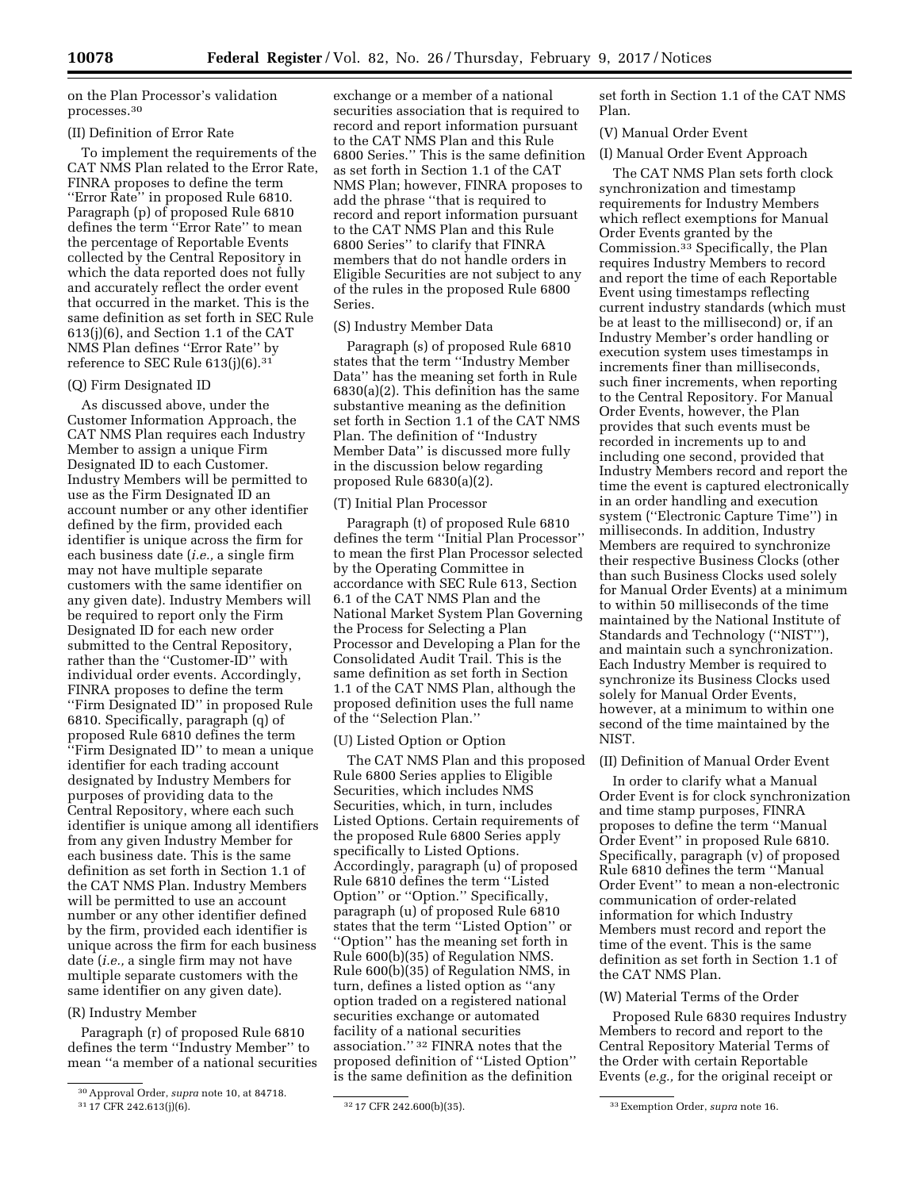on the Plan Processor's validation processes.[30]

(II) Definition of Error Rate

To implement the requirements of the CAT NMS Plan related to the Error Rate, FINRA proposes to define the term ''Error Rate'' in proposed Rule 6810. Paragraph (p) of proposed Rule 6810 defines the term ''Error Rate'' to mean the percentage of Reportable Events collected by the Central Repository in which the data reported does not fully and accurately reflect the order event that occurred in the market. This is the same definition as set forth in SEC Rule 613(j)(6), and Section 1.1 of the CAT NMS Plan defines ''Error Rate'' by reference to SEC Rule 613(j)(6).[31]

(Q) Firm Designated ID

As discussed above, under the Customer Information Approach, the CAT NMS Plan requires each Industry Member to assign a unique Firm Designated ID to each Customer. Industry Members will be permitted to use as the Firm Designated ID an account number or any other identifier defined by the firm, provided each identifier is unique across the firm for each business date (*i.e.,* a single firm may not have multiple separate customers with the same identifier on any given date). Industry Members will be required to report only the Firm Designated ID for each new order submitted to the Central Repository, rather than the ''Customer-ID'' with individual order events. Accordingly, FINRA proposes to define the term ''Firm Designated ID'' in proposed Rule 6810. Specifically, paragraph (q) of proposed Rule 6810 defines the term ''Firm Designated ID'' to mean a unique identifier for each trading account designated by Industry Members for purposes of providing data to the Central Repository, where each such identifier is unique among all identifiers from any given Industry Member for each business date. This is the same definition as set forth in Section 1.1 of the CAT NMS Plan. Industry Members will be permitted to use an account number or any other identifier defined by the firm, provided each identifier is unique across the firm for each business date (*i.e.,* a single firm may not have multiple separate customers with the same identifier on any given date).

(R) Industry Member

Paragraph (r) of proposed Rule 6810 defines the term ''Industry Member'' to mean ''a member of a national securities exchange or a member of a national securities association that is required to record and report information pursuant to the CAT NMS Plan and this Rule 6800 Series.'' This is the same definition as set forth in Section 1.1 of the CAT NMS Plan; however, FINRA proposes to add the phrase ''that is required to record and report information pursuant to the CAT NMS Plan and this Rule 6800 Series'' to clarify that FINRA members that do not handle orders in Eligible Securities are not subject to any of the rules in the proposed Rule 6800 Series.

(S) Industry Member Data

Paragraph (s) of proposed Rule 6810 states that the term ''Industry Member Data'' has the meaning set forth in Rule 6830(a)(2). This definition has the same substantive meaning as the definition set forth in Section 1.1 of the CAT NMS Plan. The definition of ''Industry Member Data'' is discussed more fully in the discussion below regarding proposed Rule 6830(a)(2).

(T) Initial Plan Processor

Paragraph (t) of proposed Rule 6810 defines the term ''Initial Plan Processor'' to mean the first Plan Processor selected by the Operating Committee in accordance with SEC Rule 613, Section 6.1 of the CAT NMS Plan and the National Market System Plan Governing the Process for Selecting a Plan Processor and Developing a Plan for the Consolidated Audit Trail. This is the same definition as set forth in Section 1.1 of the CAT NMS Plan, although the proposed definition uses the full name of the ''Selection Plan.''

(U) Listed Option or Option

The CAT NMS Plan and this proposed Rule 6800 Series applies to Eligible Securities, which includes NMS Securities, which, in turn, includes Listed Options. Certain requirements of the proposed Rule 6800 Series apply specifically to Listed Options. Accordingly, paragraph (u) of proposed Rule 6810 defines the term ''Listed Option'' or ''Option.'' Specifically, paragraph (u) of proposed Rule 6810 states that the term ''Listed Option'' or ''Option'' has the meaning set forth in Rule 600(b)(35) of Regulation NMS. Rule 600(b)(35) of Regulation NMS, in turn, defines a listed option as ''any option traded on a registered national securities exchange or automated facility of a national securities association.''[32] FINRA notes that the proposed definition of ''Listed Option'' is the same definition as the definition set forth in Section 1.1 of the CAT NMS Plan.

(V) Manual Order Event

(I) Manual Order Event Approach

The CAT NMS Plan sets forth clock synchronization and timestamp requirements for Industry Members which reflect exemptions for Manual Order Events granted by the Commission.[33] Specifically, the Plan requires Industry Members to record and report the time of each Reportable Event using timestamps reflecting current industry standards (which must be at least to the millisecond) or, if an Industry Member's order handling or execution system uses timestamps in increments finer than milliseconds, such finer increments, when reporting to the Central Repository. For Manual Order Events, however, the Plan provides that such events must be recorded in increments up to and including one second, provided that Industry Members record and report the time the event is captured electronically in an order handling and execution system (''Electronic Capture Time'') in milliseconds. In addition, Industry Members are required to synchronize their respective Business Clocks (other than such Business Clocks used solely for Manual Order Events) at a minimum to within 50 milliseconds of the time maintained by the National Institute of Standards and Technology (''NIST''), and maintain such a synchronization. Each Industry Member is required to synchronize its Business Clocks used solely for Manual Order Events, however, at a minimum to within one second of the time maintained by the NIST.

(II) Definition of Manual Order Event

In order to clarify what a Manual Order Event is for clock synchronization and time stamp purposes, FINRA proposes to define the term ''Manual Order Event'' in proposed Rule 6810. Specifically, paragraph (v) of proposed Rule 6810 defines the term ''Manual Order Event'' to mean a non-electronic communication of order-related information for which Industry Members must record and report the time of the event. This is the same definition as set forth in Section 1.1 of the CAT NMS Plan.

(W) Material Terms of the Order

Proposed Rule 6830 requires Industry Members to record and report to the Central Repository Material Terms of the Order with certain Reportable Events (*e.g.,* for the original receipt or

[30] Approval Order, *supra* note 10, at 84718.

[31] 17 CFR 242.613(j)(6).

[32] 17 CFR 242.600(b)(35).

[33] Exemption Order, *supra* note 16.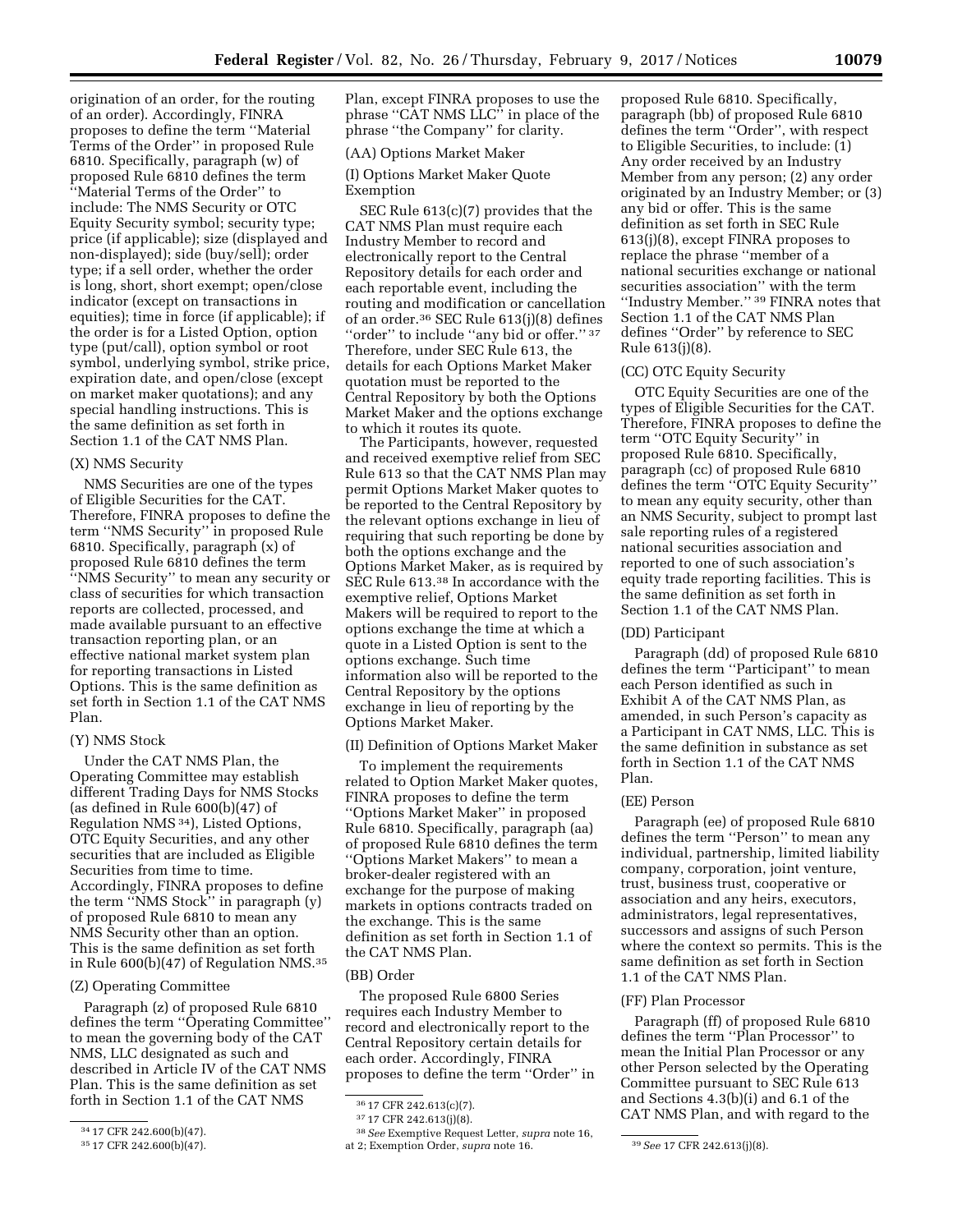origination of an order, for the routing of an order). Accordingly, FINRA proposes to define the term ''Material Terms of the Order'' in proposed Rule 6810. Specifically, paragraph (w) of proposed Rule 6810 defines the term ''Material Terms of the Order'' to include: The NMS Security or OTC Equity Security symbol; security type; price (if applicable); size (displayed and non-displayed); side (buy/sell); order type; if a sell order, whether the order is long, short, short exempt; open/close indicator (except on transactions in equities); time in force (if applicable); if the order is for a Listed Option, option type (put/call), option symbol or root symbol, underlying symbol, strike price, expiration date, and open/close (except on market maker quotations); and any special handling instructions. This is the same definition as set forth in Section 1.1 of the CAT NMS Plan.

#### (X) NMS Security

NMS Securities are one of the types of Eligible Securities for the CAT. Therefore, FINRA proposes to define the term ''NMS Security'' in proposed Rule 6810. Specifically, paragraph (x) of proposed Rule 6810 defines the term ''NMS Security'' to mean any security or class of securities for which transaction reports are collected, processed, and made available pursuant to an effective transaction reporting plan, or an effective national market system plan for reporting transactions in Listed Options. This is the same definition as set forth in Section 1.1 of the CAT NMS Plan.

#### (Y) NMS Stock

Under the CAT NMS Plan, the Operating Committee may establish different Trading Days for NMS Stocks (as defined in Rule 600(b)(47) of Regulation NMS [34]), Listed Options, OTC Equity Securities, and any other securities that are included as Eligible Securities from time to time. Accordingly, FINRA proposes to define the term ''NMS Stock'' in paragraph (y) of proposed Rule 6810 to mean any NMS Security other than an option. This is the same definition as set forth in Rule 600(b)(47) of Regulation NMS.[35]

#### (Z) Operating Committee

Paragraph (z) of proposed Rule 6810 defines the term ''Operating Committee'' to mean the governing body of the CAT NMS, LLC designated as such and described in Article IV of the CAT NMS Plan. This is the same definition as set forth in Section 1.1 of the CAT NMS Plan, except FINRA proposes to use the phrase ''CAT NMS LLC'' in place of the phrase ''the Company'' for clarity.

#### (AA) Options Market Maker

##### (I) Options Market Maker Quote Exemption

SEC Rule 613(c)(7) provides that the CAT NMS Plan must require each Industry Member to record and electronically report to the Central Repository details for each order and each reportable event, including the routing and modification or cancellation of an order.[36] SEC Rule 613(j)(8) defines ''order'' to include ''any bid or offer.'' [37] Therefore, under SEC Rule 613, the details for each Options Market Maker quotation must be reported to the Central Repository by both the Options Market Maker and the options exchange to which it routes its quote.

The Participants, however, requested and received exemptive relief from SEC Rule 613 so that the CAT NMS Plan may permit Options Market Maker quotes to be reported to the Central Repository by the relevant options exchange in lieu of requiring that such reporting be done by both the options exchange and the Options Market Maker, as is required by SEC Rule 613.[38] In accordance with the exemptive relief, Options Market Makers will be required to report to the options exchange the time at which a quote in a Listed Option is sent to the options exchange. Such time information also will be reported to the Central Repository by the options exchange in lieu of reporting by the Options Market Maker.

##### (II) Definition of Options Market Maker

To implement the requirements related to Option Market Maker quotes, FINRA proposes to define the term ''Options Market Maker'' in proposed Rule 6810. Specifically, paragraph (aa) of proposed Rule 6810 defines the term ''Options Market Makers'' to mean a broker-dealer registered with an exchange for the purpose of making markets in options contracts traded on the exchange. This is the same definition as set forth in Section 1.1 of the CAT NMS Plan.

#### (BB) Order

The proposed Rule 6800 Series requires each Industry Member to record and electronically report to the Central Repository certain details for each order. Accordingly, FINRA proposes to define the term ''Order'' in proposed Rule 6810. Specifically, paragraph (bb) of proposed Rule 6810 defines the term ''Order'', with respect to Eligible Securities, to include: (1) Any order received by an Industry Member from any person; (2) any order originated by an Industry Member; or (3) any bid or offer. This is the same definition as set forth in SEC Rule 613(j)(8), except FINRA proposes to replace the phrase ''member of a national securities exchange or national securities association'' with the term ''Industry Member.'' [39] FINRA notes that Section 1.1 of the CAT NMS Plan defines ''Order'' by reference to SEC Rule 613(j)(8).

#### (CC) OTC Equity Security

OTC Equity Securities are one of the types of Eligible Securities for the CAT. Therefore, FINRA proposes to define the term ''OTC Equity Security'' in proposed Rule 6810. Specifically, paragraph (cc) of proposed Rule 6810 defines the term ''OTC Equity Security'' to mean any equity security, other than an NMS Security, subject to prompt last sale reporting rules of a registered national securities association and reported to one of such association's equity trade reporting facilities. This is the same definition as set forth in Section 1.1 of the CAT NMS Plan.

#### (DD) Participant

Paragraph (dd) of proposed Rule 6810 defines the term ''Participant'' to mean each Person identified as such in Exhibit A of the CAT NMS Plan, as amended, in such Person's capacity as a Participant in CAT NMS, LLC. This is the same definition in substance as set forth in Section 1.1 of the CAT NMS Plan.

#### (EE) Person

Paragraph (ee) of proposed Rule 6810 defines the term ''Person'' to mean any individual, partnership, limited liability company, corporation, joint venture, trust, business trust, cooperative or association and any heirs, executors, administrators, legal representatives, successors and assigns of such Person where the context so permits. This is the same definition as set forth in Section 1.1 of the CAT NMS Plan.

#### (FF) Plan Processor

Paragraph (ff) of proposed Rule 6810 defines the term ''Plan Processor'' to mean the Initial Plan Processor or any other Person selected by the Operating Committee pursuant to SEC Rule 613 and Sections 4.3(b)(i) and 6.1 of the CAT NMS Plan, and with regard to the

---

[34] 17 CFR 242.600(b)(47).

[35] 17 CFR 242.600(b)(47).

[36] 17 CFR 242.613(c)(7).

[37] 17 CFR 242.613(j)(8).

[38] *See* Exemptive Request Letter, *supra* note 16, at 2; Exemption Order, *supra* note 16.

[39] *See* 17 CFR 242.613(j)(8).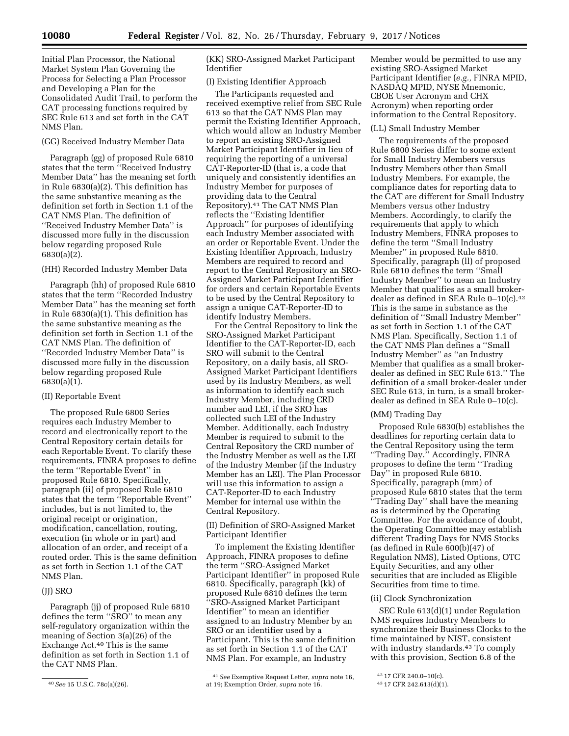Initial Plan Processor, the National Market System Plan Governing the Process for Selecting a Plan Processor and Developing a Plan for the Consolidated Audit Trail, to perform the CAT processing functions required by SEC Rule 613 and set forth in the CAT NMS Plan.

(GG) Received Industry Member Data

Paragraph (gg) of proposed Rule 6810 states that the term ''Received Industry Member Data'' has the meaning set forth in Rule 6830(a)(2). This definition has the same substantive meaning as the definition set forth in Section 1.1 of the CAT NMS Plan. The definition of ''Received Industry Member Data'' is discussed more fully in the discussion below regarding proposed Rule 6830(a)(2).

(HH) Recorded Industry Member Data

Paragraph (hh) of proposed Rule 6810 states that the term ''Recorded Industry Member Data'' has the meaning set forth in Rule 6830(a)(1). This definition has the same substantive meaning as the definition set forth in Section 1.1 of the CAT NMS Plan. The definition of ''Recorded Industry Member Data'' is discussed more fully in the discussion below regarding proposed Rule 6830(a)(1).

(II) Reportable Event

The proposed Rule 6800 Series requires each Industry Member to record and electronically report to the Central Repository certain details for each Reportable Event. To clarify these requirements, FINRA proposes to define the term ''Reportable Event'' in proposed Rule 6810. Specifically, paragraph (ii) of proposed Rule 6810 states that the term ''Reportable Event'' includes, but is not limited to, the original receipt or origination, modification, cancellation, routing, execution (in whole or in part) and allocation of an order, and receipt of a routed order. This is the same definition as set forth in Section 1.1 of the CAT NMS Plan.

(JJ) SRO

Paragraph (jj) of proposed Rule 6810 defines the term ''SRO'' to mean any self-regulatory organization within the meaning of Section 3(a)(26) of the Exchange Act.[40] This is the same definition as set forth in Section 1.1 of the CAT NMS Plan.

(KK) SRO-Assigned Market Participant Identifier

(I) Existing Identifier Approach

The Participants requested and received exemptive relief from SEC Rule 613 so that the CAT NMS Plan may permit the Existing Identifier Approach, which would allow an Industry Member to report an existing SRO-Assigned Market Participant Identifier in lieu of requiring the reporting of a universal CAT-Reporter-ID (that is, a code that uniquely and consistently identifies an Industry Member for purposes of providing data to the Central Repository).[41] The CAT NMS Plan reflects the ''Existing Identifier Approach'' for purposes of identifying each Industry Member associated with an order or Reportable Event. Under the Existing Identifier Approach, Industry Members are required to record and report to the Central Repository an SRO-Assigned Market Participant Identifier for orders and certain Reportable Events to be used by the Central Repository to assign a unique CAT-Reporter-ID to identify Industry Members.

For the Central Repository to link the SRO-Assigned Market Participant Identifier to the CAT-Reporter-ID, each SRO will submit to the Central Repository, on a daily basis, all SRO-Assigned Market Participant Identifiers used by its Industry Members, as well as information to identify each such Industry Member, including CRD number and LEI, if the SRO has collected such LEI of the Industry Member. Additionally, each Industry Member is required to submit to the Central Repository the CRD number of the Industry Member as well as the LEI of the Industry Member (if the Industry Member has an LEI). The Plan Processor will use this information to assign a CAT-Reporter-ID to each Industry Member for internal use within the Central Repository.

(II) Definition of SRO-Assigned Market Participant Identifier

To implement the Existing Identifier Approach, FINRA proposes to define the term ''SRO-Assigned Market Participant Identifier'' in proposed Rule 6810. Specifically, paragraph (kk) of proposed Rule 6810 defines the term ''SRO-Assigned Market Participant Identifier'' to mean an identifier assigned to an Industry Member by an SRO or an identifier used by a Participant. This is the same definition as set forth in Section 1.1 of the CAT NMS Plan. For example, an Industry Member would be permitted to use any existing SRO-Assigned Market Participant Identifier (*e.g.,* FINRA MPID, NASDAQ MPID, NYSE Mnemonic, CBOE User Acronym and CHX Acronym) when reporting order information to the Central Repository.

(LL) Small Industry Member

The requirements of the proposed Rule 6800 Series differ to some extent for Small Industry Members versus Industry Members other than Small Industry Members. For example, the compliance dates for reporting data to the CAT are different for Small Industry Members versus other Industry Members. Accordingly, to clarify the requirements that apply to which Industry Members, FINRA proposes to define the term ''Small Industry Member'' in proposed Rule 6810. Specifically, paragraph (ll) of proposed Rule 6810 defines the term ''Small Industry Member'' to mean an Industry Member that qualifies as a small broker-dealer as defined in SEA Rule 0–10(c).[42] This is the same in substance as the definition of ''Small Industry Member'' as set forth in Section 1.1 of the CAT NMS Plan. Specifically, Section 1.1 of the CAT NMS Plan defines a ''Small Industry Member'' as ''an Industry Member that qualifies as a small broker-dealer as defined in SEC Rule 613.'' The definition of a small broker-dealer under SEC Rule 613, in turn, is a small broker-dealer as defined in SEA Rule 0–10(c).

(MM) Trading Day

Proposed Rule 6830(b) establishes the deadlines for reporting certain data to the Central Repository using the term ''Trading Day.'' Accordingly, FINRA proposes to define the term ''Trading Day'' in proposed Rule 6810. Specifically, paragraph (mm) of proposed Rule 6810 states that the term ''Trading Day'' shall have the meaning as is determined by the Operating Committee. For the avoidance of doubt, the Operating Committee may establish different Trading Days for NMS Stocks (as defined in Rule 600(b)(47) of Regulation NMS), Listed Options, OTC Equity Securities, and any other securities that are included as Eligible Securities from time to time.

(ii) Clock Synchronization

SEC Rule 613(d)(1) under Regulation NMS requires Industry Members to synchronize their Business Clocks to the time maintained by NIST, consistent with industry standards.[43] To comply with this provision, Section 6.8 of the

[40] *See* 15 U.S.C. 78c(a)(26).

[41] *See* Exemptive Request Letter, *supra* note 16, at 19; Exemption Order, *supra* note 16.

[42] 17 CFR 240.0–10(c).

[43] 17 CFR 242.613(d)(1).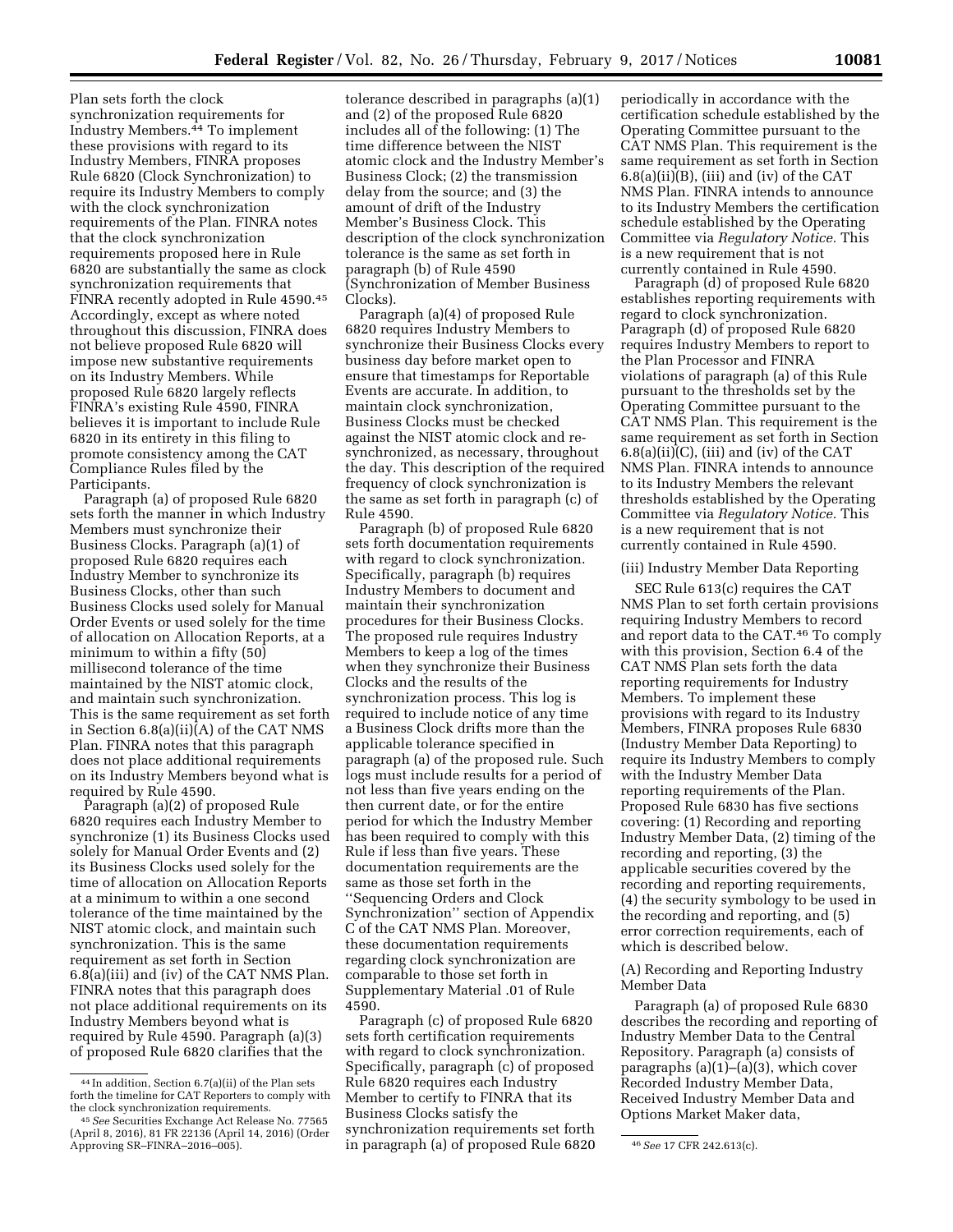Plan sets forth the clock synchronization requirements for Industry Members.[44] To implement these provisions with regard to its Industry Members, FINRA proposes Rule 6820 (Clock Synchronization) to require its Industry Members to comply with the clock synchronization requirements of the Plan. FINRA notes that the clock synchronization requirements proposed here in Rule 6820 are substantially the same as clock synchronization requirements that FINRA recently adopted in Rule 4590.[45] Accordingly, except as where noted throughout this discussion, FINRA does not believe proposed Rule 6820 will impose new substantive requirements on its Industry Members. While proposed Rule 6820 largely reflects FINRA's existing Rule 4590, FINRA believes it is important to include Rule 6820 in its entirety in this filing to promote consistency among the CAT Compliance Rules filed by the Participants.

Paragraph (a) of proposed Rule 6820 sets forth the manner in which Industry Members must synchronize their Business Clocks. Paragraph (a)(1) of proposed Rule 6820 requires each Industry Member to synchronize its Business Clocks, other than such Business Clocks used solely for Manual Order Events or used solely for the time of allocation on Allocation Reports, at a minimum to within a fifty (50) millisecond tolerance of the time maintained by the NIST atomic clock, and maintain such synchronization. This is the same requirement as set forth in Section 6.8(a)(ii)(A) of the CAT NMS Plan. FINRA notes that this paragraph does not place additional requirements on its Industry Members beyond what is required by Rule 4590.

Paragraph (a)(2) of proposed Rule 6820 requires each Industry Member to synchronize (1) its Business Clocks used solely for Manual Order Events and (2) its Business Clocks used solely for the time of allocation on Allocation Reports at a minimum to within a one second tolerance of the time maintained by the NIST atomic clock, and maintain such synchronization. This is the same requirement as set forth in Section 6.8(a)(iii) and (iv) of the CAT NMS Plan. FINRA notes that this paragraph does not place additional requirements on its Industry Members beyond what is required by Rule 4590. Paragraph (a)(3) of proposed Rule 6820 clarifies that the tolerance described in paragraphs (a)(1) and (2) of the proposed Rule 6820 includes all of the following: (1) The time difference between the NIST atomic clock and the Industry Member's Business Clock; (2) the transmission delay from the source; and (3) the amount of drift of the Industry Member's Business Clock. This description of the clock synchronization tolerance is the same as set forth in paragraph (b) of Rule 4590 (Synchronization of Member Business Clocks).

Paragraph (a)(4) of proposed Rule 6820 requires Industry Members to synchronize their Business Clocks every business day before market open to ensure that timestamps for Reportable Events are accurate. In addition, to maintain clock synchronization, Business Clocks must be checked against the NIST atomic clock and re-synchronized, as necessary, throughout the day. This description of the required frequency of clock synchronization is the same as set forth in paragraph (c) of Rule 4590.

Paragraph (b) of proposed Rule 6820 sets forth documentation requirements with regard to clock synchronization. Specifically, paragraph (b) requires Industry Members to document and maintain their synchronization procedures for their Business Clocks. The proposed rule requires Industry Members to keep a log of the times when they synchronize their Business Clocks and the results of the synchronization process. This log is required to include notice of any time a Business Clock drifts more than the applicable tolerance specified in paragraph (a) of the proposed rule. Such logs must include results for a period of not less than five years ending on the then current date, or for the entire period for which the Industry Member has been required to comply with this Rule if less than five years. These documentation requirements are the same as those set forth in the ''Sequencing Orders and Clock Synchronization'' section of Appendix C of the CAT NMS Plan. Moreover, these documentation requirements regarding clock synchronization are comparable to those set forth in Supplementary Material .01 of Rule 4590.

Paragraph (c) of proposed Rule 6820 sets forth certification requirements with regard to clock synchronization. Specifically, paragraph (c) of proposed Rule 6820 requires each Industry Member to certify to FINRA that its Business Clocks satisfy the synchronization requirements set forth in paragraph (a) of proposed Rule 6820 periodically in accordance with the certification schedule established by the Operating Committee pursuant to the CAT NMS Plan. This requirement is the same requirement as set forth in Section 6.8(a)(ii)(B), (iii) and (iv) of the CAT NMS Plan. FINRA intends to announce to its Industry Members the certification schedule established by the Operating Committee via *Regulatory Notice.* This is a new requirement that is not currently contained in Rule 4590.

Paragraph (d) of proposed Rule 6820 establishes reporting requirements with regard to clock synchronization. Paragraph (d) of proposed Rule 6820 requires Industry Members to report to the Plan Processor and FINRA violations of paragraph (a) of this Rule pursuant to the thresholds set by the Operating Committee pursuant to the CAT NMS Plan. This requirement is the same requirement as set forth in Section 6.8(a)(ii)(C), (iii) and (iv) of the CAT NMS Plan. FINRA intends to announce to its Industry Members the relevant thresholds established by the Operating Committee via *Regulatory Notice.* This is a new requirement that is not currently contained in Rule 4590.

(iii) Industry Member Data Reporting

SEC Rule 613(c) requires the CAT NMS Plan to set forth certain provisions requiring Industry Members to record and report data to the CAT.[46] To comply with this provision, Section 6.4 of the CAT NMS Plan sets forth the data reporting requirements for Industry Members. To implement these provisions with regard to its Industry Members, FINRA proposes Rule 6830 (Industry Member Data Reporting) to require its Industry Members to comply with the Industry Member Data reporting requirements of the Plan. Proposed Rule 6830 has five sections covering: (1) Recording and reporting Industry Member Data, (2) timing of the recording and reporting, (3) the applicable securities covered by the recording and reporting requirements, (4) the security symbology to be used in the recording and reporting, and (5) error correction requirements, each of which is described below.

(A) Recording and Reporting Industry Member Data

Paragraph (a) of proposed Rule 6830 describes the recording and reporting of Industry Member Data to the Central Repository. Paragraph (a) consists of paragraphs (a)(1)–(a)(3), which cover Recorded Industry Member Data, Received Industry Member Data and Options Market Maker data,

---

[44] In addition, Section 6.7(a)(ii) of the Plan sets forth the timeline for CAT Reporters to comply with the clock synchronization requirements.

[45] *See* Securities Exchange Act Release No. 77565 (April 8, 2016), 81 FR 22136 (April 14, 2016) (Order Approving SR–FINRA–2016–005).

[46] *See* 17 CFR 242.613(c).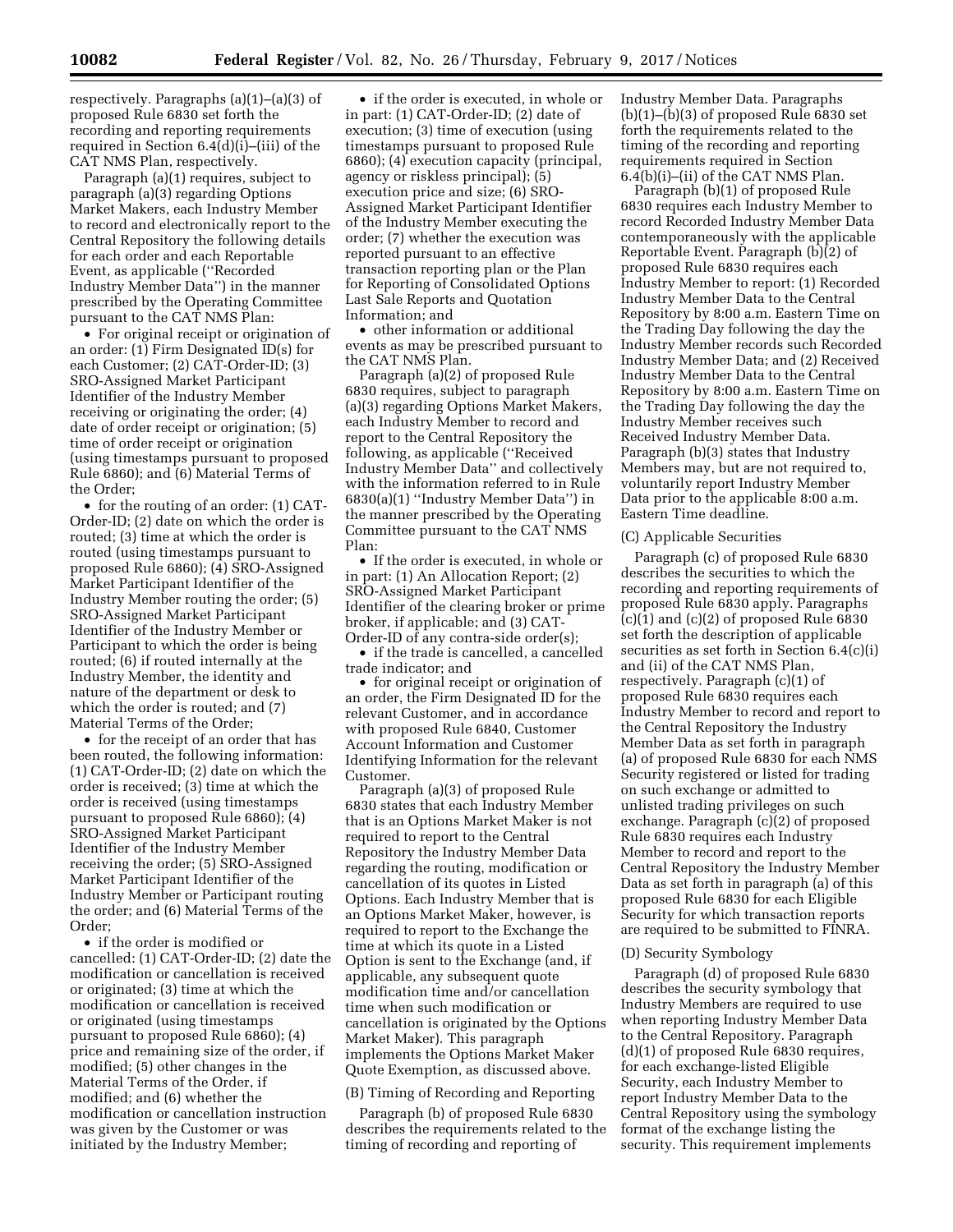respectively. Paragraphs (a)(1)–(a)(3) of proposed Rule 6830 set forth the recording and reporting requirements required in Section 6.4(d)(i)–(iii) of the CAT NMS Plan, respectively.

Paragraph (a)(1) requires, subject to paragraph (a)(3) regarding Options Market Makers, each Industry Member to record and electronically report to the Central Repository the following details for each order and each Reportable Event, as applicable (''Recorded Industry Member Data'') in the manner prescribed by the Operating Committee pursuant to the CAT NMS Plan:

- For original receipt or origination of an order: (1) Firm Designated ID(s) for each Customer; (2) CAT-Order-ID; (3) SRO-Assigned Market Participant Identifier of the Industry Member receiving or originating the order; (4) date of order receipt or origination; (5) time of order receipt or origination (using timestamps pursuant to proposed Rule 6860); and (6) Material Terms of the Order;
- for the routing of an order: (1) CAT-Order-ID; (2) date on which the order is routed; (3) time at which the order is routed (using timestamps pursuant to proposed Rule 6860); (4) SRO-Assigned Market Participant Identifier of the Industry Member routing the order; (5) SRO-Assigned Market Participant Identifier of the Industry Member or Participant to which the order is being routed; (6) if routed internally at the Industry Member, the identity and nature of the department or desk to which the order is routed; and (7) Material Terms of the Order;
- for the receipt of an order that has been routed, the following information: (1) CAT-Order-ID; (2) date on which the order is received; (3) time at which the order is received (using timestamps pursuant to proposed Rule 6860); (4) SRO-Assigned Market Participant Identifier of the Industry Member receiving the order; (5) SRO-Assigned Market Participant Identifier of the Industry Member or Participant routing the order; and (6) Material Terms of the Order;
- if the order is modified or cancelled: (1) CAT-Order-ID; (2) date the modification or cancellation is received or originated; (3) time at which the modification or cancellation is received or originated (using timestamps pursuant to proposed Rule 6860); (4) price and remaining size of the order, if modified; (5) other changes in the Material Terms of the Order, if modified; and (6) whether the modification or cancellation instruction was given by the Customer or was initiated by the Industry Member;
- if the order is executed, in whole or in part: (1) CAT-Order-ID; (2) date of execution; (3) time of execution (using timestamps pursuant to proposed Rule 6860); (4) execution capacity (principal, agency or riskless principal); (5) execution price and size; (6) SRO-Assigned Market Participant Identifier of the Industry Member executing the order; (7) whether the execution was reported pursuant to an effective transaction reporting plan or the Plan for Reporting of Consolidated Options Last Sale Reports and Quotation Information; and
- other information or additional events as may be prescribed pursuant to the CAT NMS Plan.

Paragraph (a)(2) of proposed Rule 6830 requires, subject to paragraph (a)(3) regarding Options Market Makers, each Industry Member to record and report to the Central Repository the following, as applicable (''Received Industry Member Data'' and collectively with the information referred to in Rule 6830(a)(1) ''Industry Member Data'') in the manner prescribed by the Operating Committee pursuant to the CAT NMS Plan:

- If the order is executed, in whole or in part: (1) An Allocation Report; (2) SRO-Assigned Market Participant Identifier of the clearing broker or prime broker, if applicable; and (3) CAT-Order-ID of any contra-side order(s);
- if the trade is cancelled, a cancelled trade indicator; and
- for original receipt or origination of an order, the Firm Designated ID for the relevant Customer, and in accordance with proposed Rule 6840, Customer Account Information and Customer Identifying Information for the relevant Customer.

Paragraph (a)(3) of proposed Rule 6830 states that each Industry Member that is an Options Market Maker is not required to report to the Central Repository the Industry Member Data regarding the routing, modification or cancellation of its quotes in Listed Options. Each Industry Member that is an Options Market Maker, however, is required to report to the Exchange the time at which its quote in a Listed Option is sent to the Exchange (and, if applicable, any subsequent quote modification time and/or cancellation time when such modification or cancellation is originated by the Options Market Maker). This paragraph implements the Options Market Maker Quote Exemption, as discussed above.

(B) Timing of Recording and Reporting

Paragraph (b) of proposed Rule 6830 describes the requirements related to the timing of recording and reporting of Industry Member Data. Paragraphs (b)(1)–(b)(3) of proposed Rule 6830 set forth the requirements related to the timing of the recording and reporting requirements required in Section 6.4(b)(i)–(ii) of the CAT NMS Plan.

Paragraph (b)(1) of proposed Rule 6830 requires each Industry Member to record Recorded Industry Member Data contemporaneously with the applicable Reportable Event. Paragraph (b)(2) of proposed Rule 6830 requires each Industry Member to report: (1) Recorded Industry Member Data to the Central Repository by 8:00 a.m. Eastern Time on the Trading Day following the day the Industry Member records such Recorded Industry Member Data; and (2) Received Industry Member Data to the Central Repository by 8:00 a.m. Eastern Time on the Trading Day following the day the Industry Member receives such Received Industry Member Data. Paragraph (b)(3) states that Industry Members may, but are not required to, voluntarily report Industry Member Data prior to the applicable 8:00 a.m. Eastern Time deadline.

(C) Applicable Securities

Paragraph (c) of proposed Rule 6830 describes the securities to which the recording and reporting requirements of proposed Rule 6830 apply. Paragraphs (c)(1) and (c)(2) of proposed Rule 6830 set forth the description of applicable securities as set forth in Section 6.4(c)(i) and (ii) of the CAT NMS Plan, respectively. Paragraph (c)(1) of proposed Rule 6830 requires each Industry Member to record and report to the Central Repository the Industry Member Data as set forth in paragraph (a) of proposed Rule 6830 for each NMS Security registered or listed for trading on such exchange or admitted to unlisted trading privileges on such exchange. Paragraph (c)(2) of proposed Rule 6830 requires each Industry Member to record and report to the Central Repository the Industry Member Data as set forth in paragraph (a) of this proposed Rule 6830 for each Eligible Security for which transaction reports are required to be submitted to FINRA.

(D) Security Symbology

Paragraph (d) of proposed Rule 6830 describes the security symbology that Industry Members are required to use when reporting Industry Member Data to the Central Repository. Paragraph (d)(1) of proposed Rule 6830 requires, for each exchange-listed Eligible Security, each Industry Member to report Industry Member Data to the Central Repository using the symbology format of the exchange listing the security. This requirement implements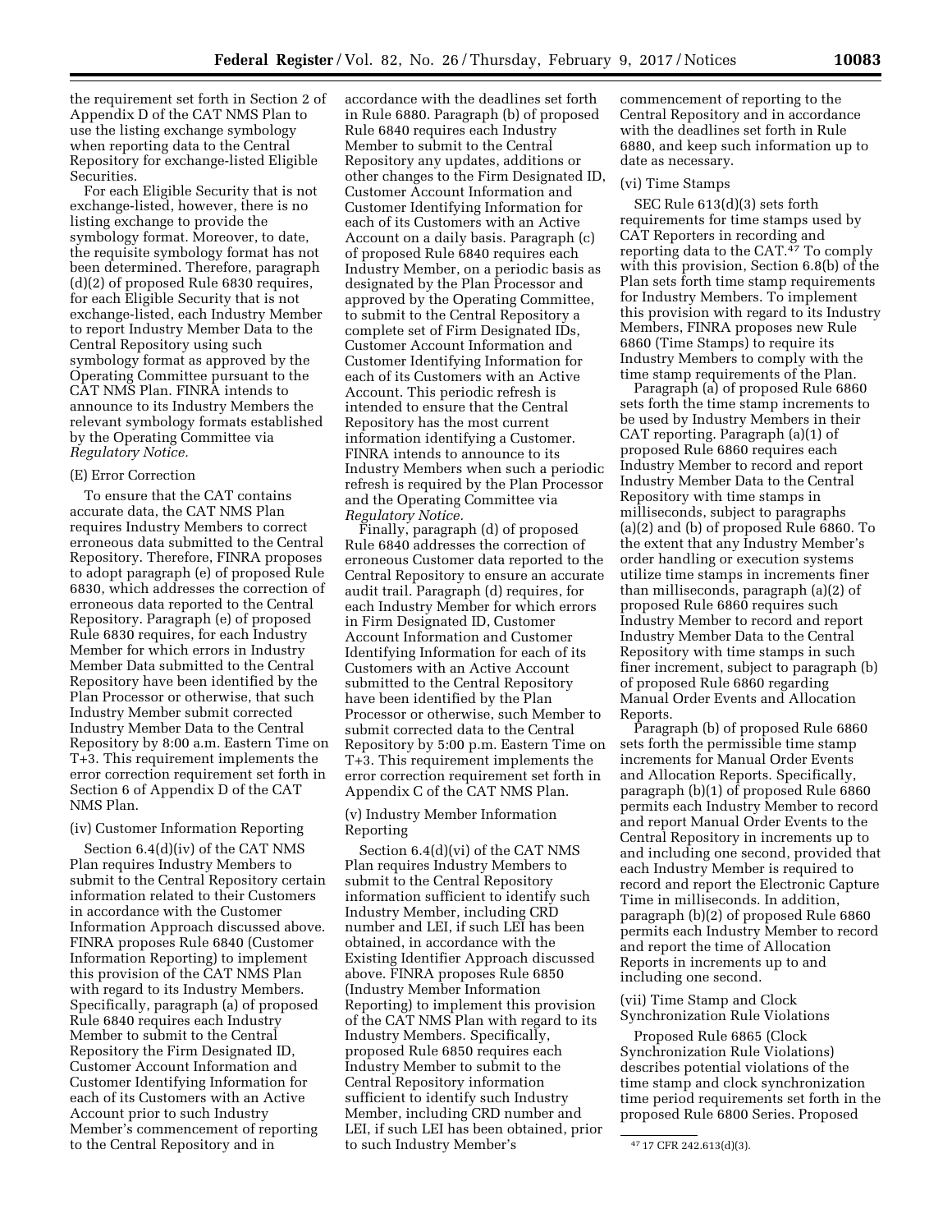the requirement set forth in Section 2 of Appendix D of the CAT NMS Plan to use the listing exchange symbology when reporting data to the Central Repository for exchange-listed Eligible Securities.

For each Eligible Security that is not exchange-listed, however, there is no listing exchange to provide the symbology format. Moreover, to date, the requisite symbology format has not been determined. Therefore, paragraph (d)(2) of proposed Rule 6830 requires, for each Eligible Security that is not exchange-listed, each Industry Member to report Industry Member Data to the Central Repository using such symbology format as approved by the Operating Committee pursuant to the CAT NMS Plan. FINRA intends to announce to its Industry Members the relevant symbology formats established by the Operating Committee via *Regulatory Notice.*

(E) Error Correction

To ensure that the CAT contains accurate data, the CAT NMS Plan requires Industry Members to correct erroneous data submitted to the Central Repository. Therefore, FINRA proposes to adopt paragraph (e) of proposed Rule 6830, which addresses the correction of erroneous data reported to the Central Repository. Paragraph (e) of proposed Rule 6830 requires, for each Industry Member for which errors in Industry Member Data submitted to the Central Repository have been identified by the Plan Processor or otherwise, that such Industry Member submit corrected Industry Member Data to the Central Repository by 8:00 a.m. Eastern Time on T+3. This requirement implements the error correction requirement set forth in Section 6 of Appendix D of the CAT NMS Plan.

(iv) Customer Information Reporting

Section 6.4(d)(iv) of the CAT NMS Plan requires Industry Members to submit to the Central Repository certain information related to their Customers in accordance with the Customer Information Approach discussed above. FINRA proposes Rule 6840 (Customer Information Reporting) to implement this provision of the CAT NMS Plan with regard to its Industry Members. Specifically, paragraph (a) of proposed Rule 6840 requires each Industry Member to submit to the Central Repository the Firm Designated ID, Customer Account Information and Customer Identifying Information for each of its Customers with an Active Account prior to such Industry Member's commencement of reporting to the Central Repository and in accordance with the deadlines set forth in Rule 6880. Paragraph (b) of proposed Rule 6840 requires each Industry Member to submit to the Central Repository any updates, additions or other changes to the Firm Designated ID, Customer Account Information and Customer Identifying Information for each of its Customers with an Active Account on a daily basis. Paragraph (c) of proposed Rule 6840 requires each Industry Member, on a periodic basis as designated by the Plan Processor and approved by the Operating Committee, to submit to the Central Repository a complete set of Firm Designated IDs, Customer Account Information and Customer Identifying Information for each of its Customers with an Active Account. This periodic refresh is intended to ensure that the Central Repository has the most current information identifying a Customer. FINRA intends to announce to its Industry Members when such a periodic refresh is required by the Plan Processor and the Operating Committee via *Regulatory Notice.*

Finally, paragraph (d) of proposed Rule 6840 addresses the correction of erroneous Customer data reported to the Central Repository to ensure an accurate audit trail. Paragraph (d) requires, for each Industry Member for which errors in Firm Designated ID, Customer Account Information and Customer Identifying Information for each of its Customers with an Active Account submitted to the Central Repository have been identified by the Plan Processor or otherwise, such Member to submit corrected data to the Central Repository by 5:00 p.m. Eastern Time on T+3. This requirement implements the error correction requirement set forth in Appendix C of the CAT NMS Plan.

(v) Industry Member Information Reporting

Section 6.4(d)(vi) of the CAT NMS Plan requires Industry Members to submit to the Central Repository information sufficient to identify such Industry Member, including CRD number and LEI, if such LEI has been obtained, in accordance with the Existing Identifier Approach discussed above. FINRA proposes Rule 6850 (Industry Member Information Reporting) to implement this provision of the CAT NMS Plan with regard to its Industry Members. Specifically, proposed Rule 6850 requires each Industry Member to submit to the Central Repository information sufficient to identify such Industry Member, including CRD number and LEI, if such LEI has been obtained, prior to such Industry Member's commencement of reporting to the Central Repository and in accordance with the deadlines set forth in Rule 6880, and keep such information up to date as necessary.

(vi) Time Stamps

SEC Rule 613(d)(3) sets forth requirements for time stamps used by CAT Reporters in recording and reporting data to the CAT.[47] To comply with this provision, Section 6.8(b) of the Plan sets forth time stamp requirements for Industry Members. To implement this provision with regard to its Industry Members, FINRA proposes new Rule 6860 (Time Stamps) to require its Industry Members to comply with the time stamp requirements of the Plan.

Paragraph (a) of proposed Rule 6860 sets forth the time stamp increments to be used by Industry Members in their CAT reporting. Paragraph (a)(1) of proposed Rule 6860 requires each Industry Member to record and report Industry Member Data to the Central Repository with time stamps in milliseconds, subject to paragraphs (a)(2) and (b) of proposed Rule 6860. To the extent that any Industry Member's order handling or execution systems utilize time stamps in increments finer than milliseconds, paragraph (a)(2) of proposed Rule 6860 requires such Industry Member to record and report Industry Member Data to the Central Repository with time stamps in such finer increment, subject to paragraph (b) of proposed Rule 6860 regarding Manual Order Events and Allocation Reports.

Paragraph (b) of proposed Rule 6860 sets forth the permissible time stamp increments for Manual Order Events and Allocation Reports. Specifically, paragraph (b)(1) of proposed Rule 6860 permits each Industry Member to record and report Manual Order Events to the Central Repository in increments up to and including one second, provided that each Industry Member is required to record and report the Electronic Capture Time in milliseconds. In addition, paragraph (b)(2) of proposed Rule 6860 permits each Industry Member to record and report the time of Allocation Reports in increments up to and including one second.

(vii) Time Stamp and Clock Synchronization Rule Violations

Proposed Rule 6865 (Clock Synchronization Rule Violations) describes potential violations of the time stamp and clock synchronization time period requirements set forth in the proposed Rule 6800 Series. Proposed

[47] 17 CFR 242.613(d)(3).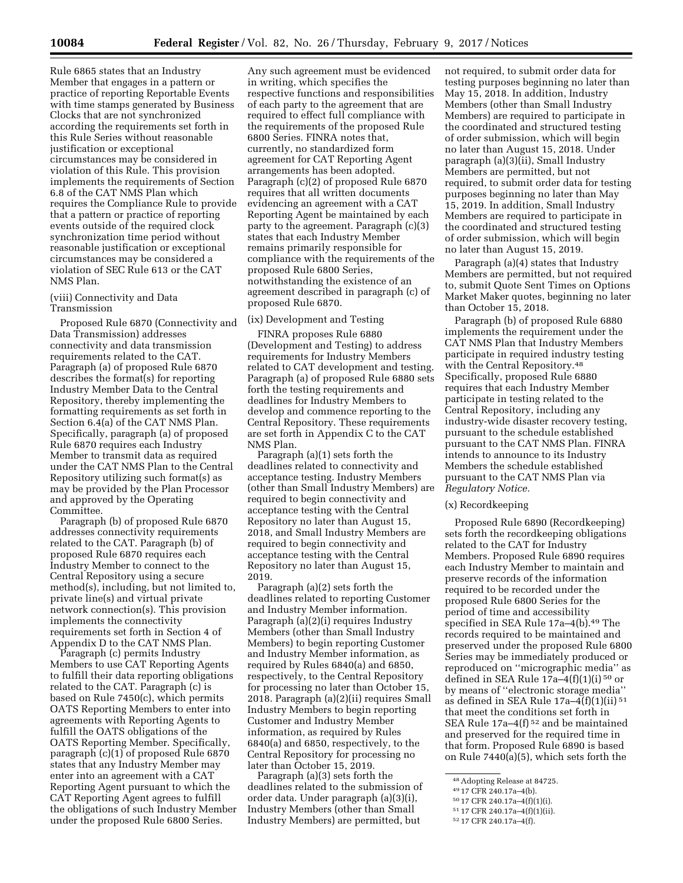Rule 6865 states that an Industry Member that engages in a pattern or practice of reporting Reportable Events with time stamps generated by Business Clocks that are not synchronized according the requirements set forth in this Rule Series without reasonable justification or exceptional circumstances may be considered in violation of this Rule. This provision implements the requirements of Section 6.8 of the CAT NMS Plan which requires the Compliance Rule to provide that a pattern or practice of reporting events outside of the required clock synchronization time period without reasonable justification or exceptional circumstances may be considered a violation of SEC Rule 613 or the CAT NMS Plan.

(viii) Connectivity and Data Transmission

Proposed Rule 6870 (Connectivity and Data Transmission) addresses connectivity and data transmission requirements related to the CAT. Paragraph (a) of proposed Rule 6870 describes the format(s) for reporting Industry Member Data to the Central Repository, thereby implementing the formatting requirements as set forth in Section 6.4(a) of the CAT NMS Plan. Specifically, paragraph (a) of proposed Rule 6870 requires each Industry Member to transmit data as required under the CAT NMS Plan to the Central Repository utilizing such format(s) as may be provided by the Plan Processor and approved by the Operating Committee.

Paragraph (b) of proposed Rule 6870 addresses connectivity requirements related to the CAT. Paragraph (b) of proposed Rule 6870 requires each Industry Member to connect to the Central Repository using a secure method(s), including, but not limited to, private line(s) and virtual private network connection(s). This provision implements the connectivity requirements set forth in Section 4 of Appendix D to the CAT NMS Plan.

Paragraph (c) permits Industry Members to use CAT Reporting Agents to fulfill their data reporting obligations related to the CAT. Paragraph (c) is based on Rule 7450(c), which permits OATS Reporting Members to enter into agreements with Reporting Agents to fulfill the OATS obligations of the OATS Reporting Member. Specifically, paragraph (c)(1) of proposed Rule 6870 states that any Industry Member may enter into an agreement with a CAT Reporting Agent pursuant to which the CAT Reporting Agent agrees to fulfill the obligations of such Industry Member under the proposed Rule 6800 Series. Any such agreement must be evidenced in writing, which specifies the respective functions and responsibilities of each party to the agreement that are required to effect full compliance with the requirements of the proposed Rule 6800 Series. FINRA notes that, currently, no standardized form agreement for CAT Reporting Agent arrangements has been adopted. Paragraph (c)(2) of proposed Rule 6870 requires that all written documents evidencing an agreement with a CAT Reporting Agent be maintained by each party to the agreement. Paragraph (c)(3) states that each Industry Member remains primarily responsible for compliance with the requirements of the proposed Rule 6800 Series, notwithstanding the existence of an agreement described in paragraph (c) of proposed Rule 6870.

(ix) Development and Testing

FINRA proposes Rule 6880 (Development and Testing) to address requirements for Industry Members related to CAT development and testing. Paragraph (a) of proposed Rule 6880 sets forth the testing requirements and deadlines for Industry Members to develop and commence reporting to the Central Repository. These requirements are set forth in Appendix C to the CAT NMS Plan.

Paragraph (a)(1) sets forth the deadlines related to connectivity and acceptance testing. Industry Members (other than Small Industry Members) are required to begin connectivity and acceptance testing with the Central Repository no later than August 15, 2018, and Small Industry Members are required to begin connectivity and acceptance testing with the Central Repository no later than August 15, 2019.

Paragraph (a)(2) sets forth the deadlines related to reporting Customer and Industry Member information. Paragraph (a)(2)(i) requires Industry Members (other than Small Industry Members) to begin reporting Customer and Industry Member information, as required by Rules 6840(a) and 6850, respectively, to the Central Repository for processing no later than October 15, 2018. Paragraph (a)(2)(ii) requires Small Industry Members to begin reporting Customer and Industry Member information, as required by Rules 6840(a) and 6850, respectively, to the Central Repository for processing no later than October 15, 2019.

Paragraph (a)(3) sets forth the deadlines related to the submission of order data. Under paragraph (a)(3)(i), Industry Members (other than Small Industry Members) are permitted, but not required, to submit order data for testing purposes beginning no later than May 15, 2018. In addition, Industry Members (other than Small Industry Members) are required to participate in the coordinated and structured testing of order submission, which will begin no later than August 15, 2018. Under paragraph (a)(3)(ii), Small Industry Members are permitted, but not required, to submit order data for testing purposes beginning no later than May 15, 2019. In addition, Small Industry Members are required to participate in the coordinated and structured testing of order submission, which will begin no later than August 15, 2019.

Paragraph (a)(4) states that Industry Members are permitted, but not required to, submit Quote Sent Times on Options Market Maker quotes, beginning no later than October 15, 2018.

Paragraph (b) of proposed Rule 6880 implements the requirement under the CAT NMS Plan that Industry Members participate in required industry testing with the Central Repository.[48] Specifically, proposed Rule 6880 requires that each Industry Member participate in testing related to the Central Repository, including any industry-wide disaster recovery testing, pursuant to the schedule established pursuant to the CAT NMS Plan. FINRA intends to announce to its Industry Members the schedule established pursuant to the CAT NMS Plan via *Regulatory Notice.*

(x) Recordkeeping

Proposed Rule 6890 (Recordkeeping) sets forth the recordkeeping obligations related to the CAT for Industry Members. Proposed Rule 6890 requires each Industry Member to maintain and preserve records of the information required to be recorded under the proposed Rule 6800 Series for the period of time and accessibility specified in SEA Rule 17a–4(b).[49] The records required to be maintained and preserved under the proposed Rule 6800 Series may be immediately produced or reproduced on ''micrographic media'' as defined in SEA Rule 17a–4(f)(1)(i)[50] or by means of ''electronic storage media'' as defined in SEA Rule 17a–4(f)(1)(ii)[51] that meet the conditions set forth in SEA Rule 17a–4(f)[52] and be maintained and preserved for the required time in that form. Proposed Rule 6890 is based on Rule 7440(a)(5), which sets forth the

[48] Adopting Release at 84725.

[49] 17 CFR 240.17a–4(b).

[50] 17 CFR 240.17a–4(f)(1)(i).

[51] 17 CFR 240.17a–4(f)(1)(ii).

[52] 17 CFR 240.17a–4(f).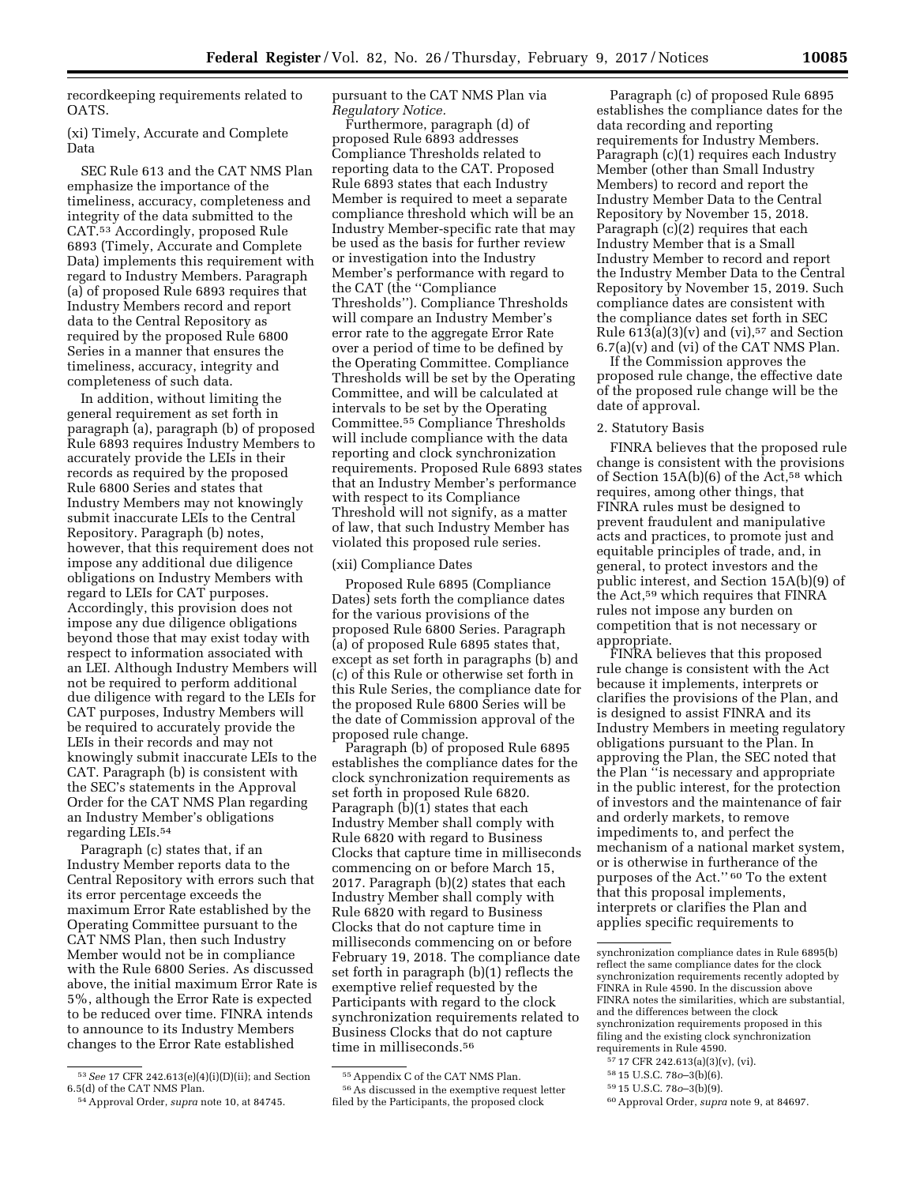recordkeeping requirements related to OATS.

(xi) Timely, Accurate and Complete Data

SEC Rule 613 and the CAT NMS Plan emphasize the importance of the timeliness, accuracy, completeness and integrity of the data submitted to the CAT.[53] Accordingly, proposed Rule 6893 (Timely, Accurate and Complete Data) implements this requirement with regard to Industry Members. Paragraph (a) of proposed Rule 6893 requires that Industry Members record and report data to the Central Repository as required by the proposed Rule 6800 Series in a manner that ensures the timeliness, accuracy, integrity and completeness of such data.

In addition, without limiting the general requirement as set forth in paragraph (a), paragraph (b) of proposed Rule 6893 requires Industry Members to accurately provide the LEIs in their records as required by the proposed Rule 6800 Series and states that Industry Members may not knowingly submit inaccurate LEIs to the Central Repository. Paragraph (b) notes, however, that this requirement does not impose any additional due diligence obligations on Industry Members with regard to LEIs for CAT purposes. Accordingly, this provision does not impose any due diligence obligations beyond those that may exist today with respect to information associated with an LEI. Although Industry Members will not be required to perform additional due diligence with regard to the LEIs for CAT purposes, Industry Members will be required to accurately provide the LEIs in their records and may not knowingly submit inaccurate LEIs to the CAT. Paragraph (b) is consistent with the SEC's statements in the Approval Order for the CAT NMS Plan regarding an Industry Member's obligations regarding LEIs.[54]

Paragraph (c) states that, if an Industry Member reports data to the Central Repository with errors such that its error percentage exceeds the maximum Error Rate established by the Operating Committee pursuant to the CAT NMS Plan, then such Industry Member would not be in compliance with the Rule 6800 Series. As discussed above, the initial maximum Error Rate is 5%, although the Error Rate is expected to be reduced over time. FINRA intends to announce to its Industry Members changes to the Error Rate established pursuant to the CAT NMS Plan via *Regulatory Notice.*

Furthermore, paragraph (d) of proposed Rule 6893 addresses Compliance Thresholds related to reporting data to the CAT. Proposed Rule 6893 states that each Industry Member is required to meet a separate compliance threshold which will be an Industry Member-specific rate that may be used as the basis for further review or investigation into the Industry Member's performance with regard to the CAT (the "Compliance Thresholds"). Compliance Thresholds will compare an Industry Member's error rate to the aggregate Error Rate over a period of time to be defined by the Operating Committee. Compliance Thresholds will be set by the Operating Committee, and will be calculated at intervals to be set by the Operating Committee.[55] Compliance Thresholds will include compliance with the data reporting and clock synchronization requirements. Proposed Rule 6893 states that an Industry Member's performance with respect to its Compliance Threshold will not signify, as a matter of law, that such Industry Member has violated this proposed rule series.

(xii) Compliance Dates

Proposed Rule 6895 (Compliance Dates) sets forth the compliance dates for the various provisions of the proposed Rule 6800 Series. Paragraph (a) of proposed Rule 6895 states that, except as set forth in paragraphs (b) and (c) of this Rule or otherwise set forth in this Rule Series, the compliance date for the proposed Rule 6800 Series will be the date of Commission approval of the proposed rule change.

Paragraph (b) of proposed Rule 6895 establishes the compliance dates for the clock synchronization requirements as set forth in proposed Rule 6820. Paragraph (b)(1) states that each Industry Member shall comply with Rule 6820 with regard to Business Clocks that capture time in milliseconds commencing on or before March 15, 2017. Paragraph (b)(2) states that each Industry Member shall comply with Rule 6820 with regard to Business Clocks that do not capture time in milliseconds commencing on or before February 19, 2018. The compliance date set forth in paragraph (b)(1) reflects the exemptive relief requested by the Participants with regard to the clock synchronization requirements related to Business Clocks that do not capture time in milliseconds.[56]

Paragraph (c) of proposed Rule 6895 establishes the compliance dates for the data recording and reporting requirements for Industry Members. Paragraph (c)(1) requires each Industry Member (other than Small Industry Members) to record and report the Industry Member Data to the Central Repository by November 15, 2018. Paragraph (c)(2) requires that each Industry Member that is a Small Industry Member to record and report the Industry Member Data to the Central Repository by November 15, 2019. Such compliance dates are consistent with the compliance dates set forth in SEC Rule 613(a)(3)(v) and (vi),[57] and Section 6.7(a)(v) and (vi) of the CAT NMS Plan.

If the Commission approves the proposed rule change, the effective date of the proposed rule change will be the date of approval.

2. Statutory Basis

FINRA believes that the proposed rule change is consistent with the provisions of Section 15A(b)(6) of the Act,[58] which requires, among other things, that FINRA rules must be designed to prevent fraudulent and manipulative acts and practices, to promote just and equitable principles of trade, and, in general, to protect investors and the public interest, and Section 15A(b)(9) of the Act,[59] which requires that FINRA rules not impose any burden on competition that is not necessary or appropriate.

FINRA believes that this proposed rule change is consistent with the Act because it implements, interprets or clarifies the provisions of the Plan, and is designed to assist FINRA and its Industry Members in meeting regulatory obligations pursuant to the Plan. In approving the Plan, the SEC noted that the Plan "is necessary and appropriate in the public interest, for the protection of investors and the maintenance of fair and orderly markets, to remove impediments to, and perfect the mechanism of a national market system, or is otherwise in furtherance of the purposes of the Act." [60] To the extent that this proposal implements, interprets or clarifies the Plan and applies specific requirements to

---

[53] *See* 17 CFR 242.613(e)(4)(i)(D)(ii); and Section 6.5(d) of the CAT NMS Plan.

[54] Approval Order, *supra* note 10, at 84745.

[55] Appendix C of the CAT NMS Plan.

[56] As discussed in the exemptive request letter filed by the Participants, the proposed clock synchronization compliance dates in Rule 6895(b) reflect the same compliance dates for the clock synchronization requirements recently adopted by FINRA in Rule 4590. In the discussion above FINRA notes the similarities, which are substantial, and the differences between the clock synchronization requirements proposed in this filing and the existing clock synchronization requirements in Rule 4590.

[57] 17 CFR 242.613(a)(3)(v), (vi).

[58] 15 U.S.C. 78*o*–3(b)(6).

[59] 15 U.S.C. 78*o*–3(b)(9).

[60] Approval Order, *supra* note 9, at 84697.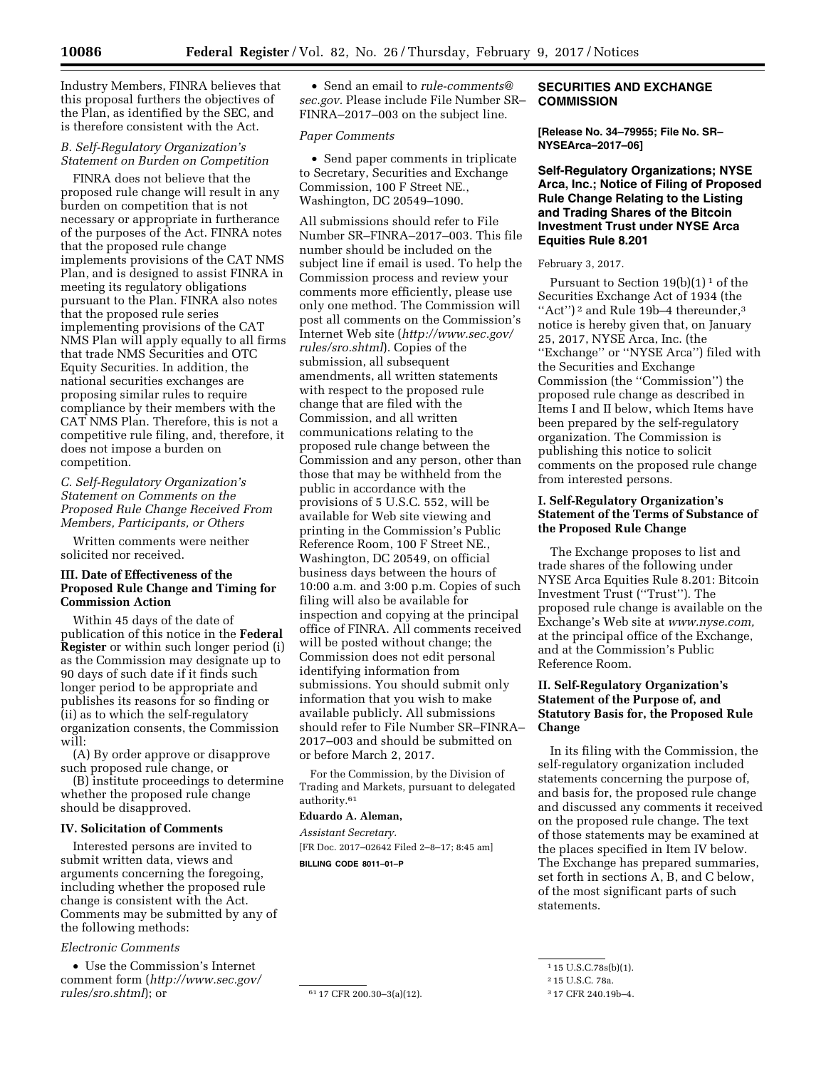Industry Members, FINRA believes that this proposal furthers the objectives of the Plan, as identified by the SEC, and is therefore consistent with the Act.

### *B. Self-Regulatory Organization's Statement on Burden on Competition*

FINRA does not believe that the proposed rule change will result in any burden on competition that is not necessary or appropriate in furtherance of the purposes of the Act. FINRA notes that the proposed rule change implements provisions of the CAT NMS Plan, and is designed to assist FINRA in meeting its regulatory obligations pursuant to the Plan. FINRA also notes that the proposed rule series implementing provisions of the CAT NMS Plan will apply equally to all firms that trade NMS Securities and OTC Equity Securities. In addition, the national securities exchanges are proposing similar rules to require compliance by their members with the CAT NMS Plan. Therefore, this is not a competitive rule filing, and, therefore, it does not impose a burden on competition.

### *C. Self-Regulatory Organization's Statement on Comments on the Proposed Rule Change Received From Members, Participants, or Others*

Written comments were neither solicited nor received.

## III. Date of Effectiveness of the Proposed Rule Change and Timing for Commission Action

Within 45 days of the date of publication of this notice in the **Federal Register** or within such longer period (i) as the Commission may designate up to 90 days of such date if it finds such longer period to be appropriate and publishes its reasons for so finding or (ii) as to which the self-regulatory organization consents, the Commission will:

(A) By order approve or disapprove such proposed rule change, or

(B) institute proceedings to determine whether the proposed rule change should be disapproved.

## IV. Solicitation of Comments

Interested persons are invited to submit written data, views and arguments concerning the foregoing, including whether the proposed rule change is consistent with the Act. Comments may be submitted by any of the following methods:

*Electronic Comments*

- Use the Commission's Internet comment form (*http://www.sec.gov/rules/sro.shtml*); or
- Send an email to *rule-comments@sec.gov.* Please include File Number SR–FINRA–2017–003 on the subject line.

*Paper Comments*

- Send paper comments in triplicate to Secretary, Securities and Exchange Commission, 100 F Street NE., Washington, DC 20549–1090.

All submissions should refer to File Number SR–FINRA–2017–003. This file number should be included on the subject line if email is used. To help the Commission process and review your comments more efficiently, please use only one method. The Commission will post all comments on the Commission's Internet Web site (*http://www.sec.gov/rules/sro.shtml*). Copies of the submission, all subsequent amendments, all written statements with respect to the proposed rule change that are filed with the Commission, and all written communications relating to the proposed rule change between the Commission and any person, other than those that may be withheld from the public in accordance with the provisions of 5 U.S.C. 552, will be available for Web site viewing and printing in the Commission's Public Reference Room, 100 F Street NE., Washington, DC 20549, on official business days between the hours of 10:00 a.m. and 3:00 p.m. Copies of such filing will also be available for inspection and copying at the principal office of FINRA. All comments received will be posted without change; the Commission does not edit personal identifying information from submissions. You should submit only information that you wish to make available publicly. All submissions should refer to File Number SR–FINRA–2017–003 and should be submitted on or before March 2, 2017.

For the Commission, by the Division of Trading and Markets, pursuant to delegated authority.[61]

**Eduardo A. Aleman,**

*Assistant Secretary.*

[FR Doc. 2017–02642 Filed 2–8–17; 8:45 am]

**BILLING CODE 8011–01–P**

[61] 17 CFR 200.30–3(a)(12).

## SECURITIES AND EXCHANGE COMMISSION

**[Release No. 34–79955; File No. SR–NYSEArca–2017–06]**

## Self-Regulatory Organizations; NYSE Arca, Inc.; Notice of Filing of Proposed Rule Change Relating to the Listing and Trading Shares of the Bitcoin Investment Trust under NYSE Arca Equities Rule 8.201

February 3, 2017.

Pursuant to Section 19(b)(1)[1] of the Securities Exchange Act of 1934 (the "Act")[2] and Rule 19b–4 thereunder,[3] notice is hereby given that, on January 25, 2017, NYSE Arca, Inc. (the "Exchange" or "NYSE Arca") filed with the Securities and Exchange Commission (the "Commission") the proposed rule change as described in Items I and II below, which Items have been prepared by the self-regulatory organization. The Commission is publishing this notice to solicit comments on the proposed rule change from interested persons.

## I. Self-Regulatory Organization's Statement of the Terms of Substance of the Proposed Rule Change

The Exchange proposes to list and trade shares of the following under NYSE Arca Equities Rule 8.201: Bitcoin Investment Trust ("Trust"). The proposed rule change is available on the Exchange's Web site at *www.nyse.com,* at the principal office of the Exchange, and at the Commission's Public Reference Room.

## II. Self-Regulatory Organization's Statement of the Purpose of, and Statutory Basis for, the Proposed Rule Change

In its filing with the Commission, the self-regulatory organization included statements concerning the purpose of, and basis for, the proposed rule change and discussed any comments it received on the proposed rule change. The text of those statements may be examined at the places specified in Item IV below. The Exchange has prepared summaries, set forth in sections A, B, and C below, of the most significant parts of such statements.

[1] 15 U.S.C.78s(b)(1).

[2] 15 U.S.C. 78a.

[3] 17 CFR 240.19b–4.